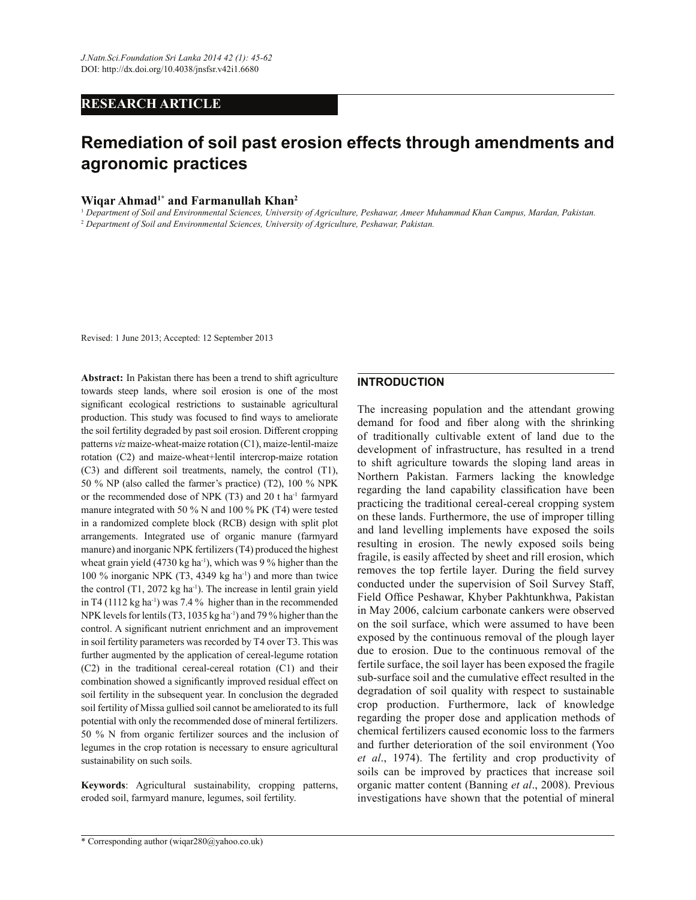RESEARCH ARTICLE

# Remediation of soil past erosion effects through amendments and agronomic practices

**Wiqar Ahmad[1*] and Farmanullah Khan[2]**

[1] *Department of Soil and Environmental Sciences, University of Agriculture, Peshawar, Ameer Muhammad Khan Campus, Mardan, Pakistan.*

[2] *Department of Soil and Environmental Sciences, University of Agriculture, Peshawar, Pakistan.*

Revised: 1 June 2013; Accepted: 12 September 2013

**Abstract:** In Pakistan there has been a trend to shift agriculture towards steep lands, where soil erosion is one of the most significant ecological restrictions to sustainable agricultural production. This study was focused to find ways to ameliorate the soil fertility degraded by past soil erosion. Different cropping patterns *viz* maize-wheat-maize rotation (C1), maize-lentil-maize rotation (C2) and maize-wheat+lentil intercrop-maize rotation (C3) and different soil treatments, namely, the control (T1), 50 % NP (also called the farmer's practice) (T2), 100 % NPK or the recommended dose of NPK (T3) and 20 t ha$^{-1}$ farmyard manure integrated with 50 % N and 100 % PK (T4) were tested in a randomized complete block (RCB) design with split plot arrangements. Integrated use of organic manure (farmyard manure) and inorganic NPK fertilizers (T4) produced the highest wheat grain yield (4730 kg ha$^{-1}$), which was 9 % higher than the 100 % inorganic NPK (T3, 4349 kg ha$^{-1}$) and more than twice the control (T1, 2072 kg ha$^{-1}$). The increase in lentil grain yield in T4 (1112 kg ha$^{-1}$) was 7.4 % higher than in the recommended NPK levels for lentils (T3, 1035 kg ha$^{-1}$) and 79 % higher than the control. A significant nutrient enrichment and an improvement in soil fertility parameters was recorded by T4 over T3. This was further augmented by the application of cereal-legume rotation (C2) in the traditional cereal-cereal rotation (C1) and their combination showed a significantly improved residual effect on soil fertility in the subsequent year. In conclusion the degraded soil fertility of Missa gullied soil cannot be ameliorated to its full potential with only the recommended dose of mineral fertilizers. 50 % N from organic fertilizer sources and the inclusion of legumes in the crop rotation is necessary to ensure agricultural sustainability on such soils.

**Keywords**: Agricultural sustainability, cropping patterns, eroded soil, farmyard manure, legumes, soil fertility.

## INTRODUCTION

The increasing population and the attendant growing demand for food and fiber along with the shrinking of traditionally cultivable extent of land due to the development of infrastructure, has resulted in a trend to shift agriculture towards the sloping land areas in Northern Pakistan. Farmers lacking the knowledge regarding the land capability classification have been practicing the traditional cereal-cereal cropping system on these lands. Furthermore, the use of improper tilling and land levelling implements have exposed the soils resulting in erosion. The newly exposed soils being fragile, is easily affected by sheet and rill erosion, which removes the top fertile layer. During the field survey conducted under the supervision of Soil Survey Staff, Field Office Peshawar, Khyber Pakhtunkhwa, Pakistan in May 2006, calcium carbonate cankers were observed on the soil surface, which were assumed to have been exposed by the continuous removal of the plough layer due to erosion. Due to the continuous removal of the fertile surface, the soil layer has been exposed the fragile sub-surface soil and the cumulative effect resulted in the degradation of soil quality with respect to sustainable crop production. Furthermore, lack of knowledge regarding the proper dose and application methods of chemical fertilizers caused economic loss to the farmers and further deterioration of the soil environment (Yoo *et al*., 1974). The fertility and crop productivity of soils can be improved by practices that increase soil organic matter content (Banning *et al*., 2008). Previous investigations have shown that the potential of mineral

* Corresponding author (wiqar280@yahoo.co.uk)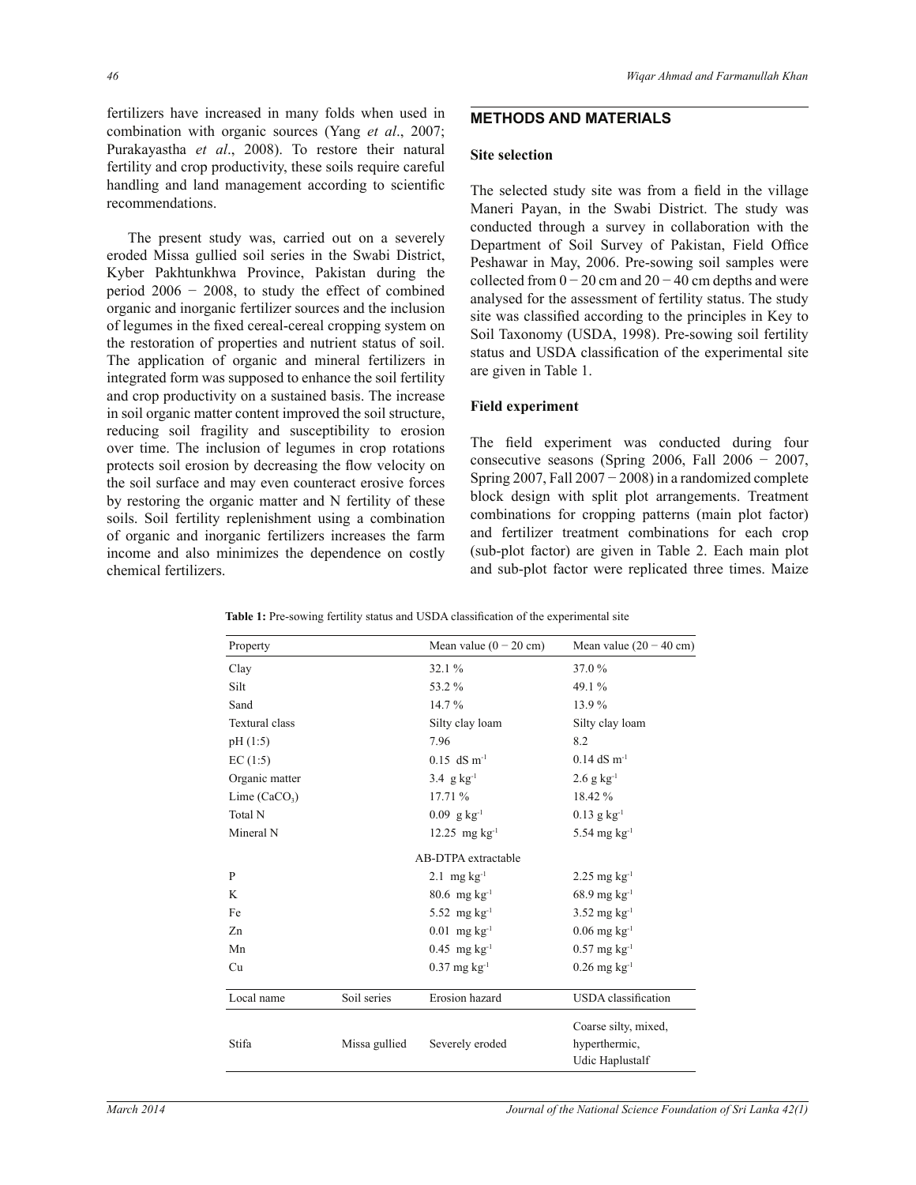fertilizers have increased in many folds when used in combination with organic sources (Yang *et al*., 2007; Purakayastha *et al*., 2008). To restore their natural fertility and crop productivity, these soils require careful handling and land management according to scientific recommendations.

The present study was, carried out on a severely eroded Missa gullied soil series in the Swabi District, Kyber Pakhtunkhwa Province, Pakistan during the period 2006 − 2008, to study the effect of combined organic and inorganic fertilizer sources and the inclusion of legumes in the fixed cereal-cereal cropping system on the restoration of properties and nutrient status of soil. The application of organic and mineral fertilizers in integrated form was supposed to enhance the soil fertility and crop productivity on a sustained basis. The increase in soil organic matter content improved the soil structure, reducing soil fragility and susceptibility to erosion over time. The inclusion of legumes in crop rotations protects soil erosion by decreasing the flow velocity on the soil surface and may even counteract erosive forces by restoring the organic matter and N fertility of these soils. Soil fertility replenishment using a combination of organic and inorganic fertilizers increases the farm income and also minimizes the dependence on costly chemical fertilizers.

## METHODS AND MATERIALS

### Site selection

The selected study site was from a field in the village Maneri Payan, in the Swabi District. The study was conducted through a survey in collaboration with the Department of Soil Survey of Pakistan, Field Office Peshawar in May, 2006. Pre-sowing soil samples were collected from 0 − 20 cm and 20 − 40 cm depths and were analysed for the assessment of fertility status. The study site was classified according to the principles in Key to Soil Taxonomy (USDA, 1998). Pre-sowing soil fertility status and USDA classification of the experimental site are given in Table 1.

### Field experiment

The field experiment was conducted during four consecutive seasons (Spring 2006, Fall 2006 − 2007, Spring 2007, Fall 2007 − 2008) in a randomized complete block design with split plot arrangements. Treatment combinations for cropping patterns (main plot factor) and fertilizer treatment combinations for each crop (sub-plot factor) are given in Table 2. Each main plot and sub-plot factor were replicated three times. Maize

**Table 1:** Pre-sowing fertility status and USDA classification of the experimental site

| Property | | Mean value (0 − 20 cm) | Mean value (20 − 40 cm) |
|---|---|---|---|
| Clay | | 32.1 % | 37.0 % |
| Silt | | 53.2 % | 49.1 % |
| Sand | | 14.7 % | 13.9 % |
| Textural class | | Silty clay loam | Silty clay loam |
| pH (1:5) | | 7.96 | 8.2 |
| EC (1:5) | | 0.15 dS $m^{-1}$ | 0.14 dS $m^{-1}$ |
| Organic matter | | 3.4 g $kg^{-1}$ | 2.6 g $kg^{-1}$ |
| Lime ($CaCO_3$) | | 17.71 % | 18.42 % |
| Total N | | 0.09 g $kg^{-1}$ | 0.13 g $kg^{-1}$ |
| Mineral N | | 12.25 mg $kg^{-1}$ | 5.54 mg $kg^{-1}$ |
| | | AB-DTPA extractable | |
| P | | 2.1 mg $kg^{-1}$ | 2.25 mg $kg^{-1}$ |
| K | | 80.6 mg $kg^{-1}$ | 68.9 mg $kg^{-1}$ |
| Fe | | 5.52 mg $kg^{-1}$ | 3.52 mg $kg^{-1}$ |
| Zn | | 0.01 mg $kg^{-1}$ | 0.06 mg $kg^{-1}$ |
| Mn | | 0.45 mg $kg^{-1}$ | 0.57 mg $kg^{-1}$ |
| Cu | | 0.37 mg $kg^{-1}$ | 0.26 mg $kg^{-1}$ |
| **Local name** | **Soil series** | **Erosion hazard** | **USDA classification** |
| Stifa | Missa gullied | Severely eroded | Coarse silty, mixed, hyperthermic, Udic Haplustalf |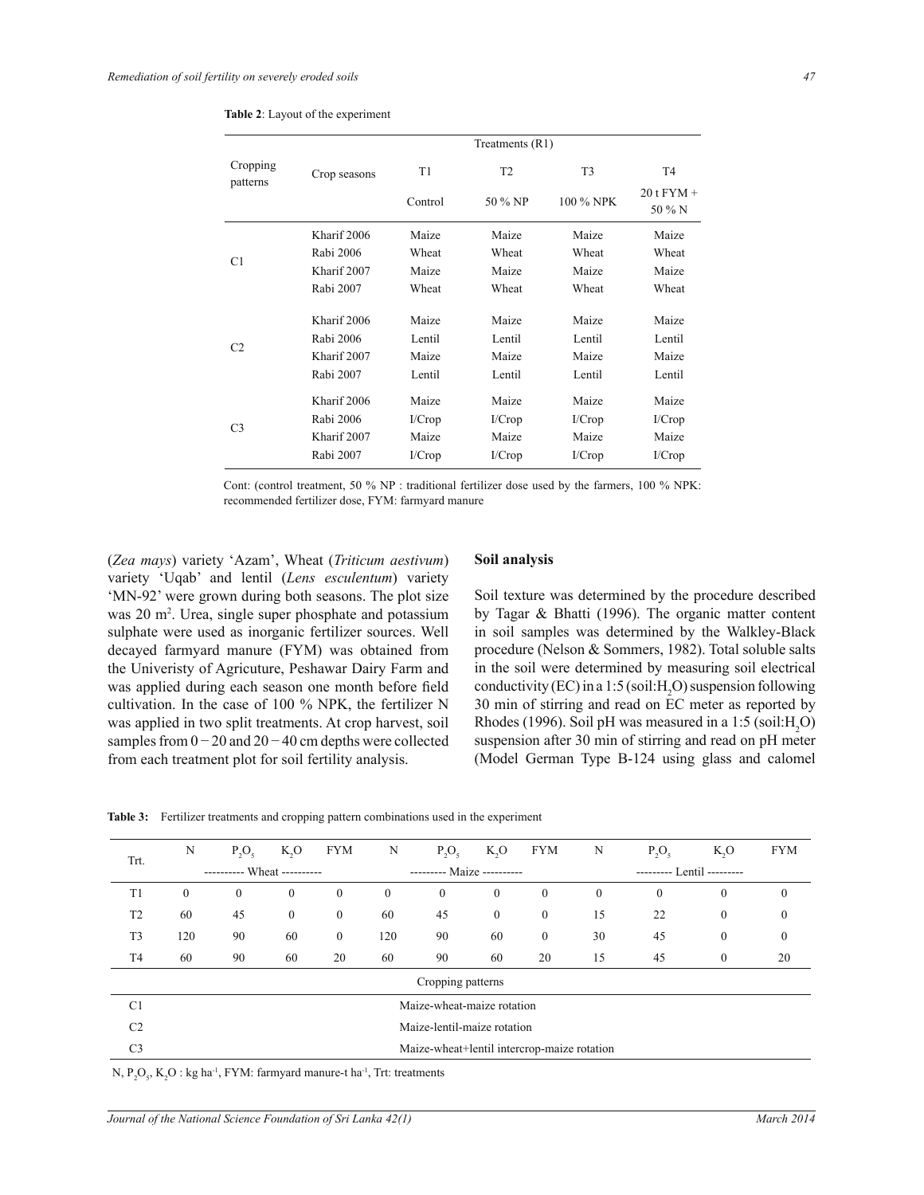**Table 2**: Layout of the experiment

| Cropping patterns | Crop seasons | Treatments (R1) | | | |
|---|---|---|---|---|---|
| | | T1 | T2 | T3 | T4 |
| | | Control | 50 % NP | 100 % NPK | 20 t FYM + 50 % N |
| C1 | Kharif 2006 | Maize | Maize | Maize | Maize |
| | Rabi 2006 | Wheat | Wheat | Wheat | Wheat |
| | Kharif 2007 | Maize | Maize | Maize | Maize |
| | Rabi 2007 | Wheat | Wheat | Wheat | Wheat |
| C2 | Kharif 2006 | Maize | Maize | Maize | Maize |
| | Rabi 2006 | Lentil | Lentil | Lentil | Lentil |
| | Kharif 2007 | Maize | Maize | Maize | Maize |
| | Rabi 2007 | Lentil | Lentil | Lentil | Lentil |
| C3 | Kharif 2006 | Maize | Maize | Maize | Maize |
| | Rabi 2006 | I/Crop | I/Crop | I/Crop | I/Crop |
| | Kharif 2007 | Maize | Maize | Maize | Maize |
| | Rabi 2007 | I/Crop | I/Crop | I/Crop | I/Crop |

Cont: (control treatment, 50 % NP : traditional fertilizer dose used by the farmers, 100 % NPK: recommended fertilizer dose, FYM: farmyard manure

(*Zea mays*) variety 'Azam', Wheat (*Triticum aestivum*) variety 'Uqab' and lentil (*Lens esculentum*) variety 'MN-92' were grown during both seasons. The plot size was 20 $m^2$. Urea, single super phosphate and potassium sulphate were used as inorganic fertilizer sources. Well decayed farmyard manure (FYM) was obtained from the Univeristy of Agriculture, Peshawar Dairy Farm and was applied during each season one month before field cultivation. In the case of 100 % NPK, the fertilizer N was applied in two split treatments. At crop harvest, soil samples from 0 − 20 and 20 − 40 cm depths were collected from each treatment plot for soil fertility analysis.

## Soil analysis

Soil texture was determined by the procedure described by Tagar & Bhatti (1996). The organic matter content in soil samples was determined by the Walkley-Black procedure (Nelson & Sommers, 1982). Total soluble salts in the soil were determined by measuring soil electrical conductivity (EC) in a 1:5 (soil:$H_2O$) suspension following 30 min of stirring and read on EC meter as reported by Rhodes (1996). Soil pH was measured in a 1:5 (soil:$H_2O$) suspension after 30 min of stirring and read on pH meter (Model German Type B-124 using glass and calomel

**Table 3:** Fertilizer treatments and cropping pattern combinations used in the experiment

| Trt. | N | $P_2O_5$ | $K_2O$ | FYM | N | $P_2O_5$ | $K_2O$ | FYM | N | $P_2O_5$ | $K_2O$ | FYM |
|---|---|---|---|---|---|---|---|---|---|---|---|---|
| | ---------- Wheat ---------- | | | | --------- Maize ---------- | | | | --------- Lentil --------- | | | |
| T1 | 0 | 0 | 0 | 0 | 0 | 0 | 0 | 0 | 0 | 0 | 0 | 0 |
| T2 | 60 | 45 | 0 | 0 | 60 | 45 | 0 | 0 | 15 | 22 | 0 | 0 |
| T3 | 120 | 90 | 60 | 0 | 120 | 90 | 60 | 0 | 30 | 45 | 0 | 0 |
| T4 | 60 | 90 | 60 | 20 | 60 | 90 | 60 | 20 | 15 | 45 | 0 | 20 |
| Cropping patterns | | | | | | | | | | | | |
| C1 | Maize-wheat-maize rotation | | | | | | | | | | | |
| C2 | Maize-lentil-maize rotation | | | | | | | | | | | |
| C3 | Maize-wheat+lentil intercrop-maize rotation | | | | | | | | | | | |

N, $P_2O_5$, $K_2O$ : kg $ha^{-1}$, FYM: farmyard manure-t $ha^{-1}$, Trt: treatments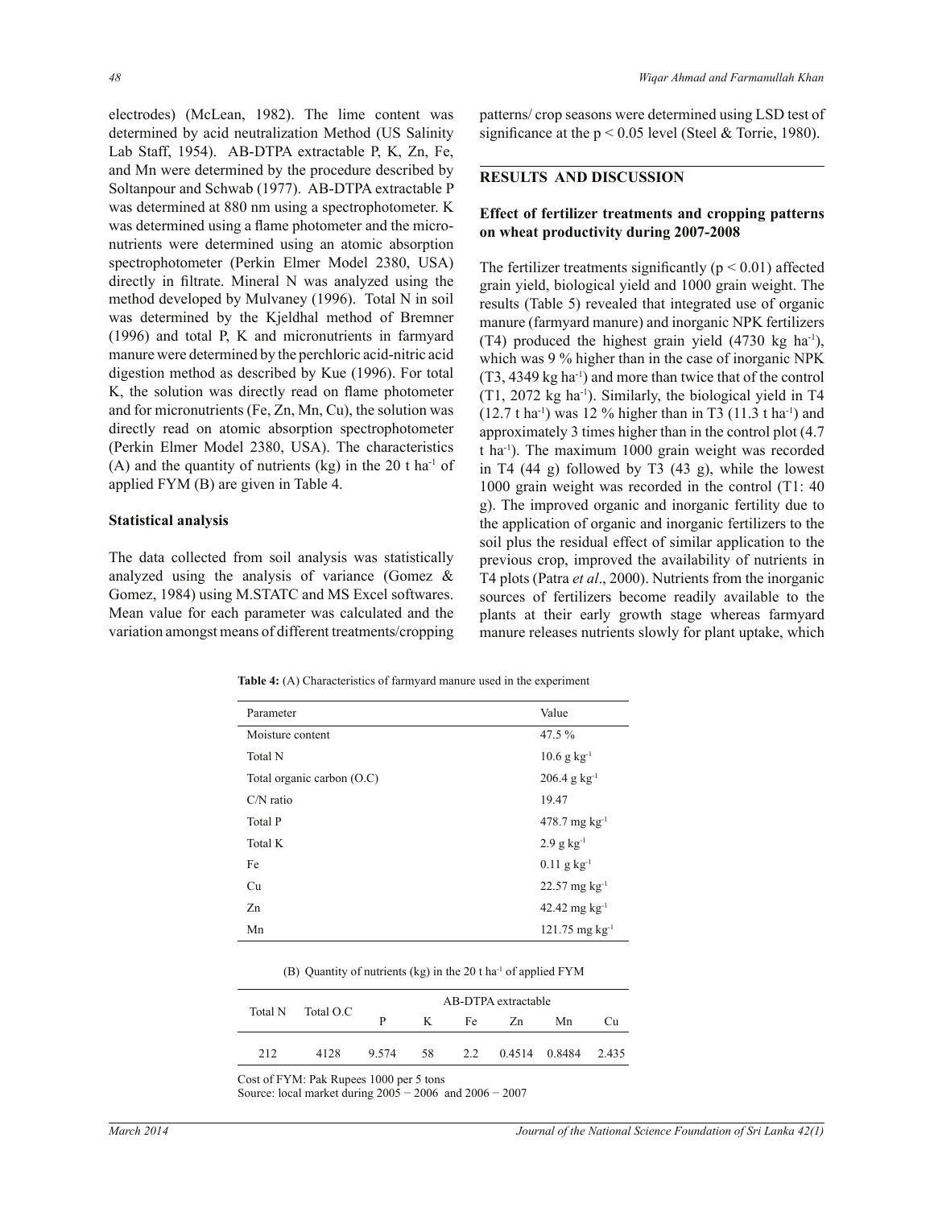electrodes) (McLean, 1982). The lime content was determined by acid neutralization Method (US Salinity Lab Staff, 1954). AB-DTPA extractable P, K, Zn, Fe, and Mn were determined by the procedure described by Soltanpour and Schwab (1977). AB-DTPA extractable P was determined at 880 nm using a spectrophotometer. K was determined using a flame photometer and the micronutrients were determined using an atomic absorption spectrophotometer (Perkin Elmer Model 2380, USA) directly in filtrate. Mineral N was analyzed using the method developed by Mulvaney (1996). Total N in soil was determined by the Kjeldhal method of Bremner (1996) and total P, K and micronutrients in farmyard manure were determined by the perchloric acid-nitric acid digestion method as described by Kue (1996). For total K, the solution was directly read on flame photometer and for micronutrients (Fe, Zn, Mn, Cu), the solution was directly read on atomic absorption spectrophotometer (Perkin Elmer Model 2380, USA). The characteristics (A) and the quantity of nutrients (kg) in the 20 t $ha^{-1}$ of applied FYM (B) are given in Table 4.

### Statistical analysis

The data collected from soil analysis was statistically analyzed using the analysis of variance (Gomez & Gomez, 1984) using M.STATC and MS Excel softwares. Mean value for each parameter was calculated and the variation amongst means of different treatments/cropping patterns/ crop seasons were determined using LSD test of significance at the $p < 0.05$ level (Steel & Torrie, 1980).

## RESULTS AND DISCUSSION

### Effect of fertilizer treatments and cropping patterns on wheat productivity during 2007-2008

The fertilizer treatments significantly ($p < 0.01$) affected grain yield, biological yield and 1000 grain weight. The results (Table 5) revealed that integrated use of organic manure (farmyard manure) and inorganic NPK fertilizers (T4) produced the highest grain yield (4730 kg $ha^{-1}$), which was 9 % higher than in the case of inorganic NPK (T3, 4349 kg $ha^{-1}$) and more than twice that of the control (T1, 2072 kg $ha^{-1}$). Similarly, the biological yield in T4 (12.7 t $ha^{-1}$) was 12 % higher than in T3 (11.3 t $ha^{-1}$) and approximately 3 times higher than in the control plot (4.7 t $ha^{-1}$). The maximum 1000 grain weight was recorded in T4 (44 g) followed by T3 (43 g), while the lowest 1000 grain weight was recorded in the control (T1: 40 g). The improved organic and inorganic fertility due to the application of organic and inorganic fertilizers to the soil plus the residual effect of similar application to the previous crop, improved the availability of nutrients in T4 plots (Patra *et al*., 2000). Nutrients from the inorganic sources of fertilizers become readily available to the plants at their early growth stage whereas farmyard manure releases nutrients slowly for plant uptake, which

**Table 4:** (A) Characteristics of farmyard manure used in the experiment

| Parameter | Value |
|---|---|
| Moisture content | 47.5 % |
| Total N | 10.6 g $kg^{-1}$ |
| Total organic carbon (O.C) | 206.4 g $kg^{-1}$ |
| C/N ratio | 19.47 |
| Total P | 478.7 mg $kg^{-1}$ |
| Total K | 2.9 g $kg^{-1}$ |
| Fe | 0.11 g $kg^{-1}$ |
| Cu | 22.57 mg $kg^{-1}$ |
| Zn | 42.42 mg $kg^{-1}$ |
| Mn | 121.75 mg $kg^{-1}$ |

(B) Quantity of nutrients (kg) in the 20 t $ha^{-1}$ of applied FYM

| Total N | Total O.C | AB-DTPA extractable | | | | | |
|---|---|---|---|---|---|---|---|
| | | P | K | Fe | Zn | Mn | Cu |
| 212 | 4128 | 9.574 | 58 | 2.2 | 0.4514 | 0.8484 | 2.435 |

Cost of FYM: Pak Rupees 1000 per 5 tons
Source: local market during 2005 − 2006 and 2006 − 2007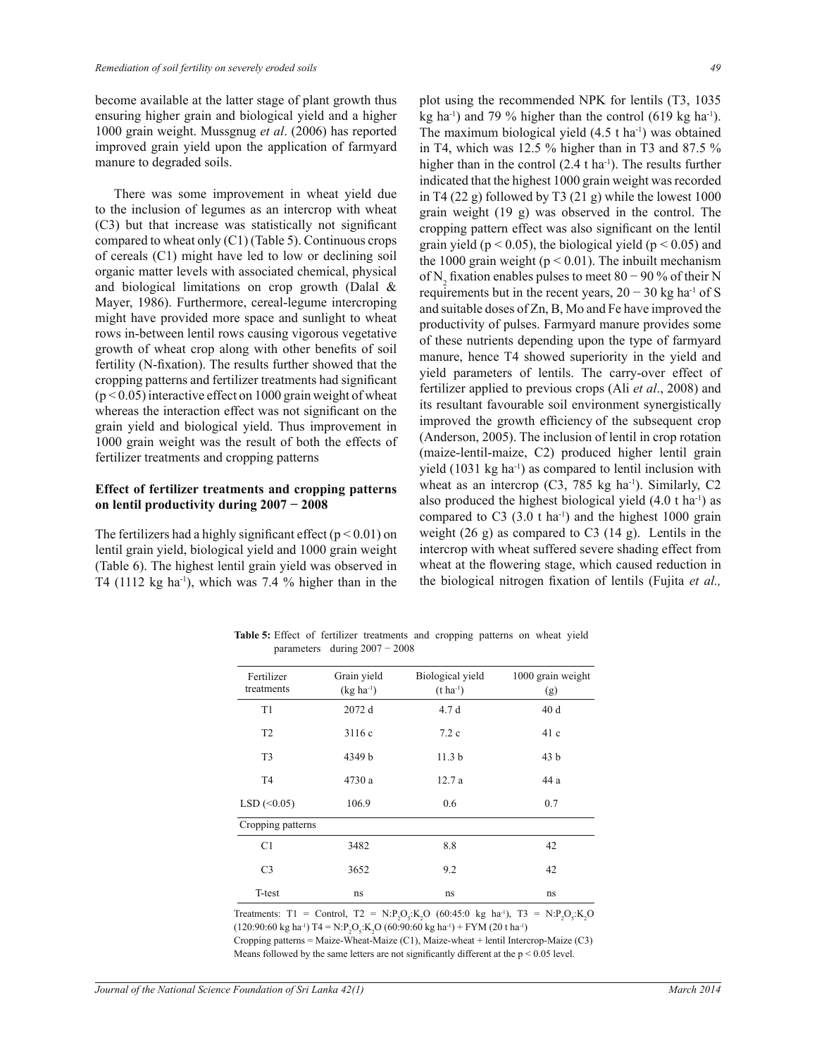become available at the latter stage of plant growth thus ensuring higher grain and biological yield and a higher 1000 grain weight. Mussgnug *et al*. (2006) has reported improved grain yield upon the application of farmyard manure to degraded soils.

There was some improvement in wheat yield due to the inclusion of legumes as an intercrop with wheat (C3) but that increase was statistically not significant compared to wheat only (C1) (Table 5). Continuous crops of cereals (C1) might have led to low or declining soil organic matter levels with associated chemical, physical and biological limitations on crop growth (Dalal & Mayer, 1986). Furthermore, cereal-legume intercroping might have provided more space and sunlight to wheat rows in-between lentil rows causing vigorous vegetative growth of wheat crop along with other benefits of soil fertility (N-fixation). The results further showed that the cropping patterns and fertilizer treatments had significant ($p < 0.05$) interactive effect on 1000 grain weight of wheat whereas the interaction effect was not significant on the grain yield and biological yield. Thus improvement in 1000 grain weight was the result of both the effects of fertilizer treatments and cropping patterns

### Effect of fertilizer treatments and cropping patterns on lentil productivity during 2007 − 2008

The fertilizers had a highly significant effect ($p < 0.01$) on lentil grain yield, biological yield and 1000 grain weight (Table 6). The highest lentil grain yield was observed in T4 (1112 kg ha$^{-1}$), which was 7.4 % higher than in the plot using the recommended NPK for lentils (T3, 1035 kg ha$^{-1}$) and 79 % higher than the control (619 kg ha$^{-1}$). The maximum biological yield (4.5 t ha$^{-1}$) was obtained in T4, which was 12.5 % higher than in T3 and 87.5 % higher than in the control (2.4 t ha$^{-1}$). The results further indicated that the highest 1000 grain weight was recorded in T4 (22 g) followed by T3 (21 g) while the lowest 1000 grain weight (19 g) was observed in the control. The cropping pattern effect was also significant on the lentil grain yield ($p < 0.05$), the biological yield ($p < 0.05$) and the 1000 grain weight ($p < 0.01$). The inbuilt mechanism of $N_2$ fixation enables pulses to meet 80 − 90 % of their N requirements but in the recent years, 20 − 30 kg ha$^{-1}$ of S and suitable doses of Zn, B, Mo and Fe have improved the productivity of pulses. Farmyard manure provides some of these nutrients depending upon the type of farmyard manure, hence T4 showed superiority in the yield and yield parameters of lentils. The carry-over effect of fertilizer applied to previous crops (Ali *et al*., 2008) and its resultant favourable soil environment synergistically improved the growth efficiency of the subsequent crop (Anderson, 2005). The inclusion of lentil in crop rotation (maize-lentil-maize, C2) produced higher lentil grain yield (1031 kg ha$^{-1}$) as compared to lentil inclusion with wheat as an intercrop (C3, 785 kg ha$^{-1}$). Similarly, C2 also produced the highest biological yield (4.0 t ha$^{-1}$) as compared to C3 (3.0 t ha$^{-1}$) and the highest 1000 grain weight (26 g) as compared to C3 (14 g). Lentils in the intercrop with wheat suffered severe shading effect from wheat at the flowering stage, which caused reduction in the biological nitrogen fixation of lentils (Fujita *et al.,*

**Table 5:** Effect of fertilizer treatments and cropping patterns on wheat yield parameters during 2007 − 2008

| Fertilizer treatments | Grain yield (kg ha$^{-1}$) | Biological yield (t ha$^{-1}$) | 1000 grain weight (g) |
|---|---|---|---|
| T1 | 2072 d | 4.7 d | 40 d |
| T2 | 3116 c | 7.2 c | 41 c |
| T3 | 4349 b | 11.3 b | 43 b |
| T4 | 4730 a | 12.7 a | 44 a |
| LSD (<0.05) | 106.9 | 0.6 | 0.7 |
| Cropping patterns | | | |
| C1 | 3482 | 8.8 | 42 |
| C3 | 3652 | 9.2 | 42 |
| T-test | ns | ns | ns |

Treatments: T1 = Control, T2 = $N:P_2O_5:K_2O$ (60:45:0 kg ha$^{-1}$), T3 = $N:P_2O_5:K_2O$ (120:90:60 kg ha$^{-1}$) T4 = $N:P_2O_5:K_2O$ (60:90:60 kg ha$^{-1}$) + FYM (20 t ha$^{-1}$)

Cropping patterns = Maize-Wheat-Maize (C1), Maize-wheat + lentil Intercrop-Maize (C3)

Means followed by the same letters are not significantly different at the $p < 0.05$ level.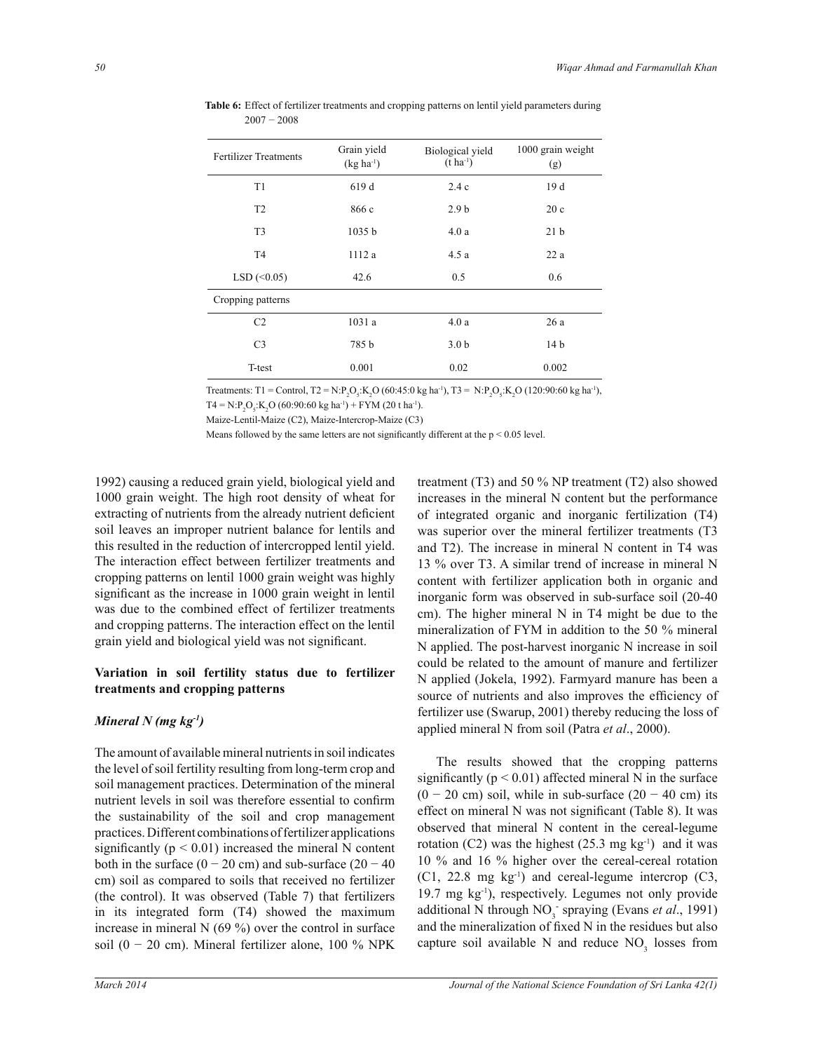**Table 6:** Effect of fertilizer treatments and cropping patterns on lentil yield parameters during 2007 − 2008

| Fertilizer Treatments | Grain yield (kg ha$^{-1}$) | Biological yield (t ha$^{-1}$) | 1000 grain weight (g) |
|---|---|---|---|
| T1 | 619 d | 2.4 c | 19 d |
| T2 | 866 c | 2.9 b | 20 c |
| T3 | 1035 b | 4.0 a | 21 b |
| T4 | 1112 a | 4.5 a | 22 a |
| LSD (<0.05) | 42.6 | 0.5 | 0.6 |
| Cropping patterns | | | |
| C2 | 1031 a | 4.0 a | 26 a |
| C3 | 785 b | 3.0 b | 14 b |
| T-test | 0.001 | 0.02 | 0.002 |

Treatments: T1 = Control, T2 = N:$P_2O_5$:$K_2O$ (60:45:0 kg ha$^{-1}$), T3 = N:$P_2O_5$:$K_2O$ (120:90:60 kg ha$^{-1}$), T4 = N:$P_2O_5$:$K_2O$ (60:90:60 kg ha$^{-1}$) + FYM (20 t ha$^{-1}$).

Maize-Lentil-Maize (C2), Maize-Intercrop-Maize (C3)

Means followed by the same letters are not significantly different at the $p < 0.05$ level.

1992) causing a reduced grain yield, biological yield and 1000 grain weight. The high root density of wheat for extracting of nutrients from the already nutrient deficient soil leaves an improper nutrient balance for lentils and this resulted in the reduction of intercropped lentil yield. The interaction effect between fertilizer treatments and cropping patterns on lentil 1000 grain weight was highly significant as the increase in 1000 grain weight in lentil was due to the combined effect of fertilizer treatments and cropping patterns. The interaction effect on the lentil grain yield and biological yield was not significant.

## Variation in soil fertility status due to fertilizer treatments and cropping patterns

### *Mineral N (mg kg$^{-1}$)*

The amount of available mineral nutrients in soil indicates the level of soil fertility resulting from long-term crop and soil management practices. Determination of the mineral nutrient levels in soil was therefore essential to confirm the sustainability of the soil and crop management practices. Different combinations of fertilizer applications significantly ($p < 0.01$) increased the mineral N content both in the surface (0 − 20 cm) and sub-surface (20 − 40 cm) soil as compared to soils that received no fertilizer (the control). It was observed (Table 7) that fertilizers in its integrated form (T4) showed the maximum increase in mineral N (69 %) over the control in surface soil (0 − 20 cm). Mineral fertilizer alone, 100 % NPK treatment (T3) and 50 % NP treatment (T2) also showed increases in the mineral N content but the performance of integrated organic and inorganic fertilization (T4) was superior over the mineral fertilizer treatments (T3 and T2). The increase in mineral N content in T4 was 13 % over T3. A similar trend of increase in mineral N content with fertilizer application both in organic and inorganic form was observed in sub-surface soil (20-40 cm). The higher mineral N in T4 might be due to the mineralization of FYM in addition to the 50 % mineral N applied. The post-harvest inorganic N increase in soil could be related to the amount of manure and fertilizer N applied (Jokela, 1992). Farmyard manure has been a source of nutrients and also improves the efficiency of fertilizer use (Swarup, 2001) thereby reducing the loss of applied mineral N from soil (Patra *et al*., 2000).

The results showed that the cropping patterns significantly ($p < 0.01$) affected mineral N in the surface (0 − 20 cm) soil, while in sub-surface (20 − 40 cm) its effect on mineral N was not significant (Table 8). It was observed that mineral N content in the cereal-legume rotation (C2) was the highest (25.3 mg kg$^{-1}$) and it was 10 % and 16 % higher over the cereal-cereal rotation (C1, 22.8 mg kg$^{-1}$) and cereal-legume intercrop (C3, 19.7 mg kg$^{-1}$), respectively. Legumes not only provide additional N through $NO_3^-$ spraying (Evans *et al*., 1991) and the mineralization of fixed N in the residues but also capture soil available N and reduce $NO_3$ losses from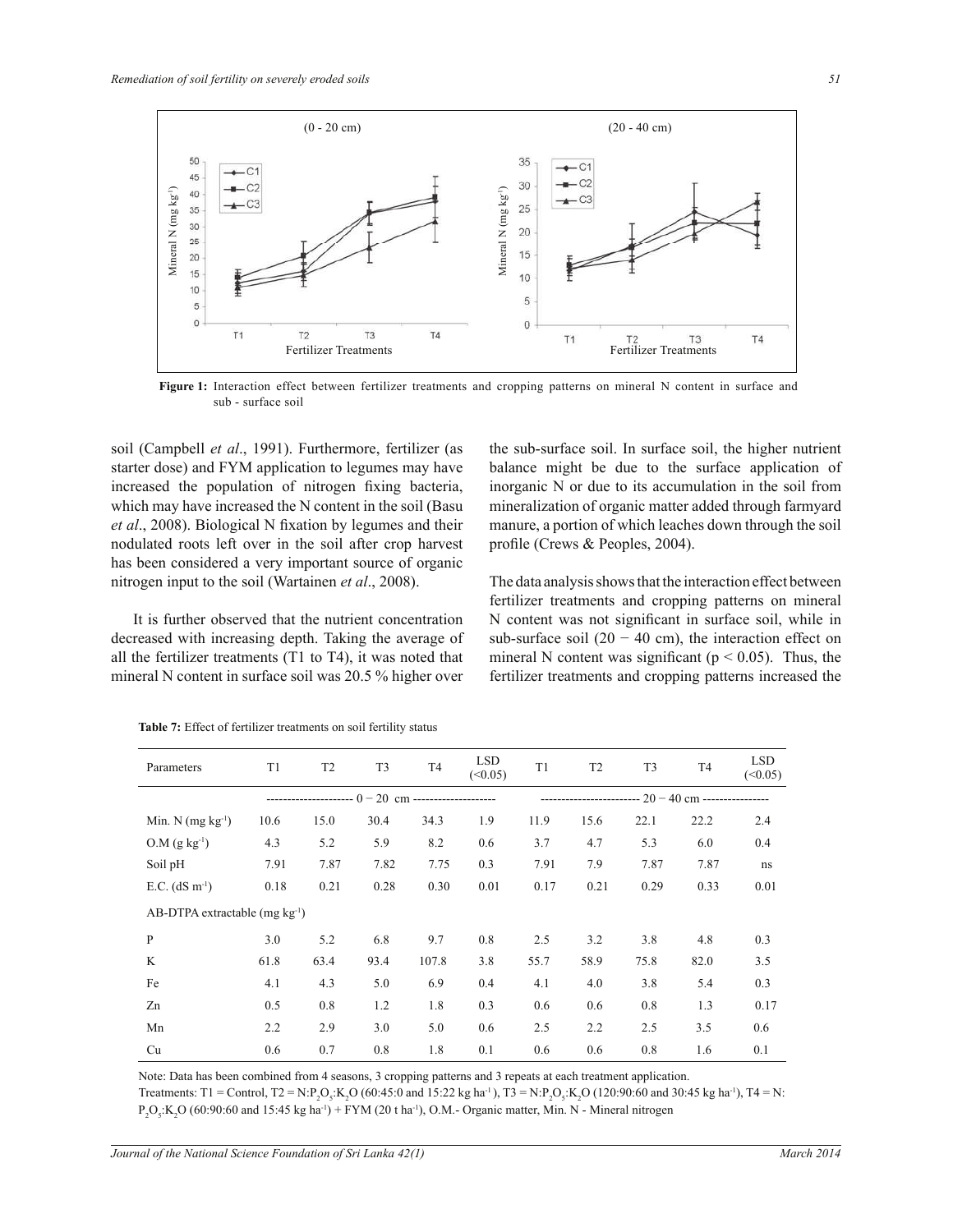Figure 1: Interaction effect between fertilizer treatments and cropping patterns on mineral N content in surface and sub - surface soil

soil (Campbell *et al*., 1991). Furthermore, fertilizer (as starter dose) and FYM application to legumes may have increased the population of nitrogen fixing bacteria, which may have increased the N content in the soil (Basu *et al*., 2008). Biological N fixation by legumes and their nodulated roots left over in the soil after crop harvest has been considered a very important source of organic nitrogen input to the soil (Wartainen *et al*., 2008).

It is further observed that the nutrient concentration decreased with increasing depth. Taking the average of all the fertilizer treatments (T1 to T4), it was noted that mineral N content in surface soil was 20.5 % higher over the sub-surface soil. In surface soil, the higher nutrient balance might be due to the surface application of inorganic N or due to its accumulation in the soil from mineralization of organic matter added through farmyard manure, a portion of which leaches down through the soil profile (Crews & Peoples, 2004).

The data analysis shows that the interaction effect between fertilizer treatments and cropping patterns on mineral N content was not significant in surface soil, while in sub-surface soil (20 − 40 cm), the interaction effect on mineral N content was significant ($p < 0.05$). Thus, the fertilizer treatments and cropping patterns increased the

**Table 7:** Effect of fertilizer treatments on soil fertility status

| Parameters | T1 | T2 | T3 | T4 | LSD (<0.05) | T1 | T2 | T3 | T4 | LSD (<0.05) |
|---|---|---|---|---|---|---|---|---|---|---|
| | 0 − 20 cm | | | | | 20 − 40 cm | | | | |
| Min. N (mg $kg^{-1}$) | 10.6 | 15.0 | 30.4 | 34.3 | 1.9 | 11.9 | 15.6 | 22.1 | 22.2 | 2.4 |
| O.M (g $kg^{-1}$) | 4.3 | 5.2 | 5.9 | 8.2 | 0.6 | 3.7 | 4.7 | 5.3 | 6.0 | 0.4 |
| Soil pH | 7.91 | 7.87 | 7.82 | 7.75 | 0.3 | 7.91 | 7.9 | 7.87 | 7.87 | ns |
| E.C. (dS $m^{-1}$) | 0.18 | 0.21 | 0.28 | 0.30 | 0.01 | 0.17 | 0.21 | 0.29 | 0.33 | 0.01 |
| AB-DTPA extractable (mg $kg^{-1}$) | | | | | | | | | | |
| P | 3.0 | 5.2 | 6.8 | 9.7 | 0.8 | 2.5 | 3.2 | 3.8 | 4.8 | 0.3 |
| K | 61.8 | 63.4 | 93.4 | 107.8 | 3.8 | 55.7 | 58.9 | 75.8 | 82.0 | 3.5 |
| Fe | 4.1 | 4.3 | 5.0 | 6.9 | 0.4 | 4.1 | 4.0 | 3.8 | 5.4 | 0.3 |
| Zn | 0.5 | 0.8 | 1.2 | 1.8 | 0.3 | 0.6 | 0.6 | 0.8 | 1.3 | 0.17 |
| Mn | 2.2 | 2.9 | 3.0 | 5.0 | 0.6 | 2.5 | 2.2 | 2.5 | 3.5 | 0.6 |
| Cu | 0.6 | 0.7 | 0.8 | 1.8 | 0.1 | 0.6 | 0.6 | 0.8 | 1.6 | 0.1 |

Note: Data has been combined from 4 seasons, 3 cropping patterns and 3 repeats at each treatment application.
Treatments: T1 = Control, T2 = $N:P_2O_5:K_2O$ (60:45:0 and 15:22 kg $ha^{-1}$), T3 = $N:P_2O_5:K_2O$ (120:90:60 and 30:45 kg $ha^{-1}$), T4 = $N:P_2O_5:K_2O$ (60:90:60 and 15:45 kg $ha^{-1}$) + FYM (20 t $ha^{-1}$), O.M.- Organic matter, Min. N - Mineral nitrogen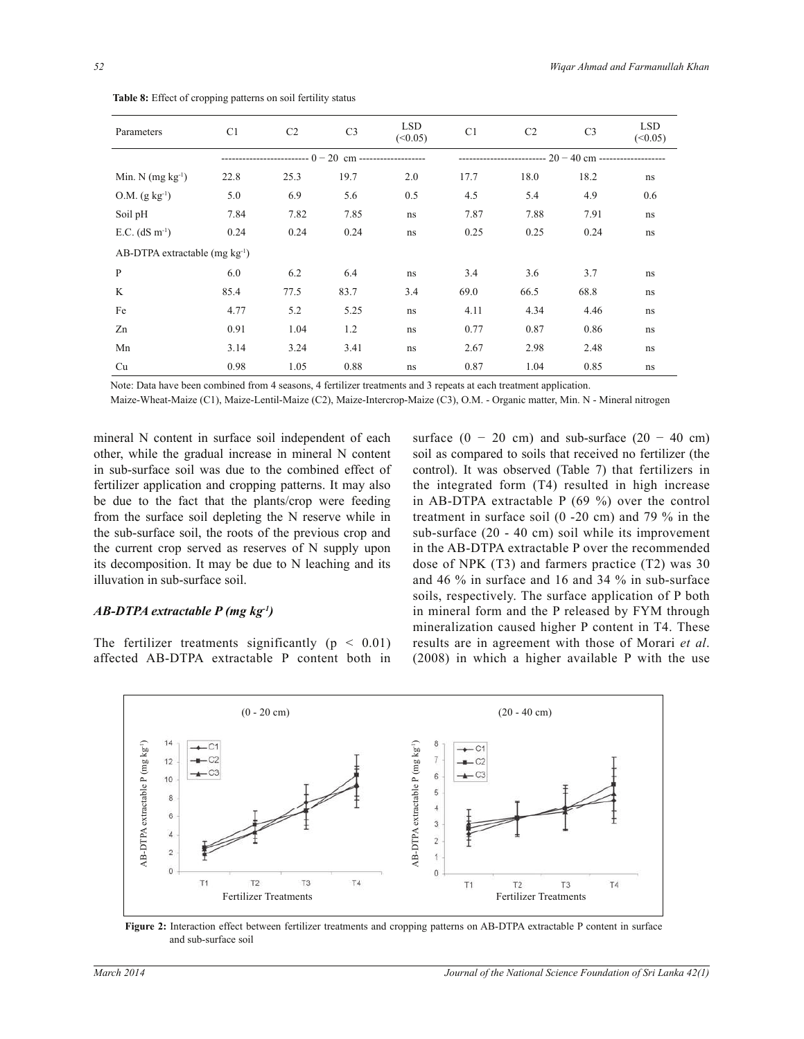**Table 8:** Effect of cropping patterns on soil fertility status

| Parameters | C1 | C2 | C3 | LSD (<0.05) | C1 | C2 | C3 | LSD (<0.05) |
|---|---|---|---|---|---|---|---|---|
| | 0 − 20 cm | | | | 20 − 40 cm | | | |
| Min. N (mg $kg^{-1}$) | 22.8 | 25.3 | 19.7 | 2.0 | 17.7 | 18.0 | 18.2 | ns |
| O.M. (g $kg^{-1}$) | 5.0 | 6.9 | 5.6 | 0.5 | 4.5 | 5.4 | 4.9 | 0.6 |
| Soil pH | 7.84 | 7.82 | 7.85 | ns | 7.87 | 7.88 | 7.91 | ns |
| E.C. (dS $m^{-1}$) | 0.24 | 0.24 | 0.24 | ns | 0.25 | 0.25 | 0.24 | ns |
| AB-DTPA extractable (mg $kg^{-1}$) | | | | | | | | |
| P | 6.0 | 6.2 | 6.4 | ns | 3.4 | 3.6 | 3.7 | ns |
| K | 85.4 | 77.5 | 83.7 | 3.4 | 69.0 | 66.5 | 68.8 | ns |
| Fe | 4.77 | 5.2 | 5.25 | ns | 4.11 | 4.34 | 4.46 | ns |
| Zn | 0.91 | 1.04 | 1.2 | ns | 0.77 | 0.87 | 0.86 | ns |
| Mn | 3.14 | 3.24 | 3.41 | ns | 2.67 | 2.98 | 2.48 | ns |
| Cu | 0.98 | 1.05 | 0.88 | ns | 0.87 | 1.04 | 0.85 | ns |

Note: Data have been combined from 4 seasons, 4 fertilizer treatments and 3 repeats at each treatment application.
Maize-Wheat-Maize (C1), Maize-Lentil-Maize (C2), Maize-Intercrop-Maize (C3), O.M. - Organic matter, Min. N - Mineral nitrogen

mineral N content in surface soil independent of each other, while the gradual increase in mineral N content in sub-surface soil was due to the combined effect of fertilizer application and cropping patterns. It may also be due to the fact that the plants/crop were feeding from the surface soil depleting the N reserve while in the sub-surface soil, the roots of the previous crop and the current crop served as reserves of N supply upon its decomposition. It may be due to N leaching and its illuvation in sub-surface soil.

### *AB-DTPA extractable P (mg $kg^{-1}$)*

The fertilizer treatments significantly ($p < 0.01$) affected AB-DTPA extractable P content both in surface (0 − 20 cm) and sub-surface (20 − 40 cm) soil as compared to soils that received no fertilizer (the control). It was observed (Table 7) that fertilizers in the integrated form (T4) resulted in high increase in AB-DTPA extractable P (69 %) over the control treatment in surface soil (0 -20 cm) and 79 % in the sub-surface (20 - 40 cm) soil while its improvement in the AB-DTPA extractable P over the recommended dose of NPK (T3) and farmers practice (T2) was 30 and 46 % in surface and 16 and 34 % in sub-surface soils, respectively. The surface application of P both in mineral form and the P released by FYM through mineralization caused higher P content in T4. These results are in agreement with those of Morari *et al*. (2008) in which a higher available P with the use

**Figure 2:** Interaction effect between fertilizer treatments and cropping patterns on AB-DTPA extractable P content in surface and sub-surface soil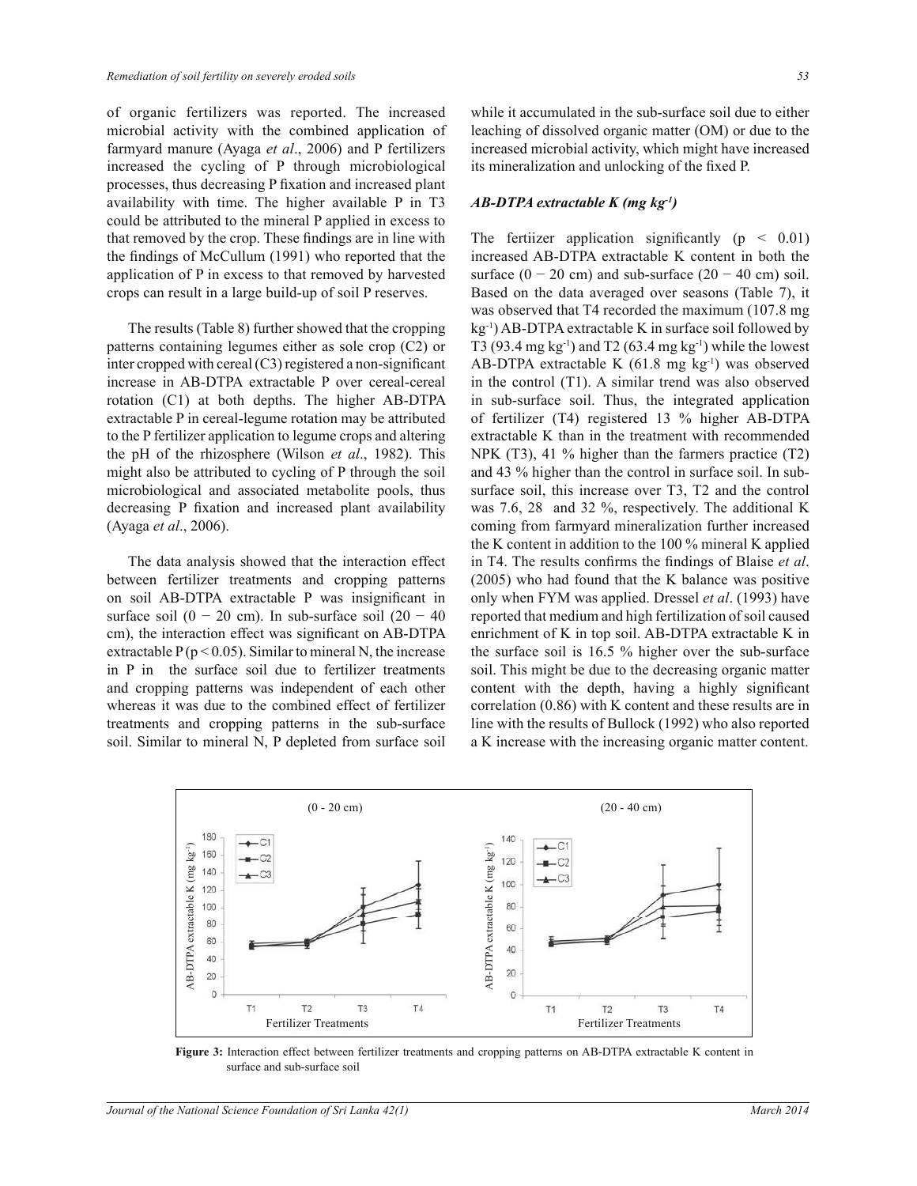of organic fertilizers was reported. The increased microbial activity with the combined application of farmyard manure (Ayaga *et al*., 2006) and P fertilizers increased the cycling of P through microbiological processes, thus decreasing P fixation and increased plant availability with time. The higher available P in T3 could be attributed to the mineral P applied in excess to that removed by the crop. These findings are in line with the findings of McCullum (1991) who reported that the application of P in excess to that removed by harvested crops can result in a large build-up of soil P reserves.

The results (Table 8) further showed that the cropping patterns containing legumes either as sole crop (C2) or inter cropped with cereal (C3) registered a non-significant increase in AB-DTPA extractable P over cereal-cereal rotation (C1) at both depths. The higher AB-DTPA extractable P in cereal-legume rotation may be attributed to the P fertilizer application to legume crops and altering the pH of the rhizosphere (Wilson *et al*., 1982). This might also be attributed to cycling of P through the soil microbiological and associated metabolite pools, thus decreasing P fixation and increased plant availability (Ayaga *et al*., 2006).

The data analysis showed that the interaction effect between fertilizer treatments and cropping patterns on soil AB-DTPA extractable P was insignificant in surface soil (0 − 20 cm). In sub-surface soil (20 − 40 cm), the interaction effect was significant on AB-DTPA extractable P ($p < 0.05$). Similar to mineral N, the increase in P in the surface soil due to fertilizer treatments and cropping patterns was independent of each other whereas it was due to the combined effect of fertilizer treatments and cropping patterns in the sub-surface soil. Similar to mineral N, P depleted from surface soil while it accumulated in the sub-surface soil due to either leaching of dissolved organic matter (OM) or due to the increased microbial activity, which might have increased its mineralization and unlocking of the fixed P.

### *AB-DTPA extractable K (mg kg$^{-1}$)*

The fertiizer application significantly ($p < 0.01$) increased AB-DTPA extractable K content in both the surface (0 − 20 cm) and sub-surface (20 − 40 cm) soil. Based on the data averaged over seasons (Table 7), it was observed that T4 recorded the maximum (107.8 mg kg$^{-1}$) AB-DTPA extractable K in surface soil followed by T3 (93.4 mg kg$^{-1}$) and T2 (63.4 mg kg$^{-1}$) while the lowest AB-DTPA extractable K (61.8 mg kg$^{-1}$) was observed in the control (T1). A similar trend was also observed in sub-surface soil. Thus, the integrated application of fertilizer (T4) registered 13 % higher AB-DTPA extractable K than in the treatment with recommended NPK (T3), 41 % higher than the farmers practice (T2) and 43 % higher than the control in surface soil. In sub-surface soil, this increase over T3, T2 and the control was 7.6, 28 and 32 %, respectively. The additional K coming from farmyard mineralization further increased the K content in addition to the 100 % mineral K applied in T4. The results confirms the findings of Blaise *et al*. (2005) who had found that the K balance was positive only when FYM was applied. Dressel *et al*. (1993) have reported that medium and high fertilization of soil caused enrichment of K in top soil. AB-DTPA extractable K in the surface soil is 16.5 % higher over the sub-surface soil. This might be due to the decreasing organic matter content with the depth, having a highly significant correlation (0.86) with K content and these results are in line with the results of Bullock (1992) who also reported a K increase with the increasing organic matter content.

**Figure 3:** Interaction effect between fertilizer treatments and cropping patterns on AB-DTPA extractable K content in surface and sub-surface soil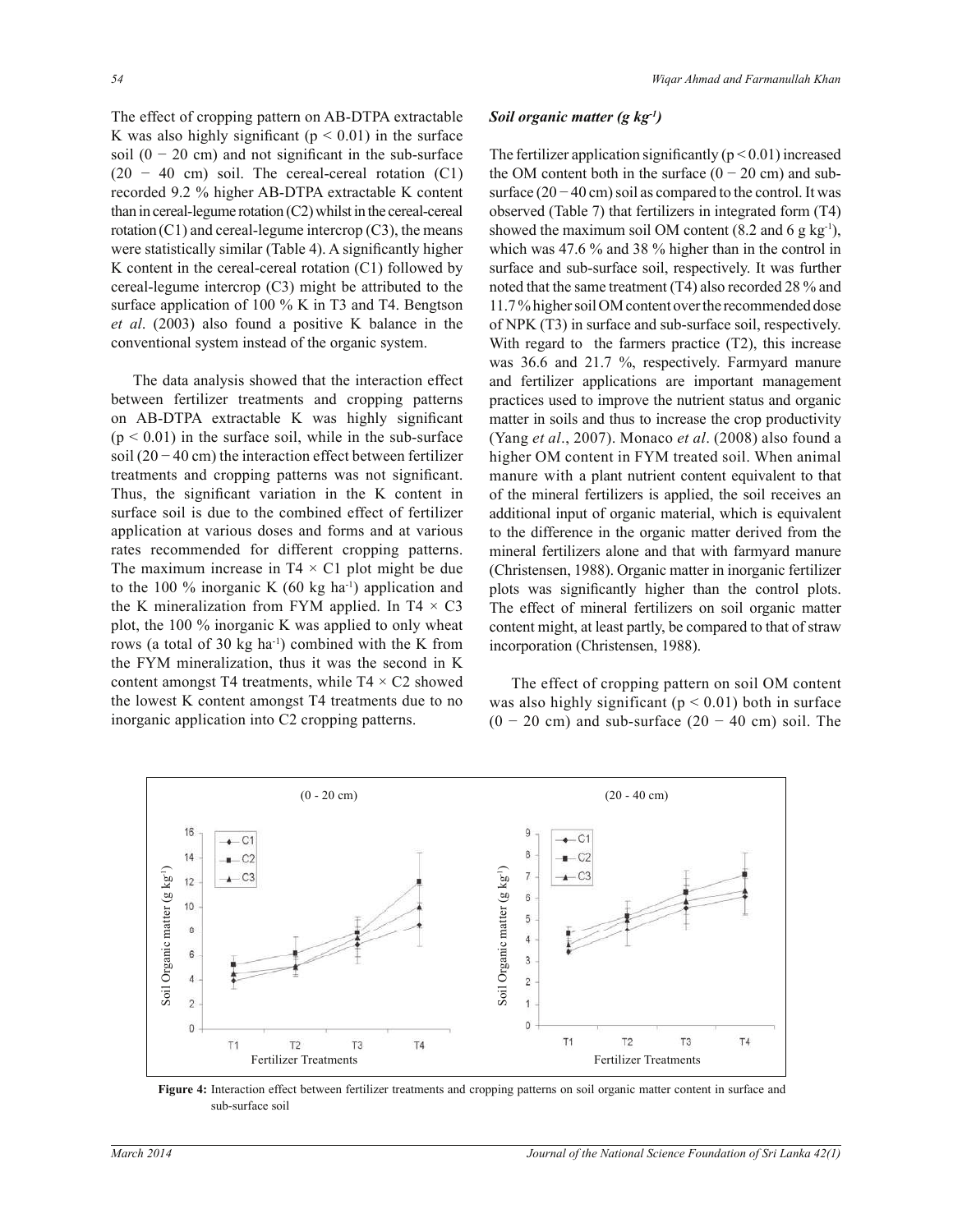The effect of cropping pattern on AB-DTPA extractable K was also highly significant ($p < 0.01$) in the surface soil (0 − 20 cm) and not significant in the sub-surface (20 − 40 cm) soil. The cereal-cereal rotation (C1) recorded 9.2 % higher AB-DTPA extractable K content than in cereal-legume rotation (C2) whilst in the cereal-cereal rotation (C1) and cereal-legume intercrop (C3), the means were statistically similar (Table 4). A significantly higher K content in the cereal-cereal rotation (C1) followed by cereal-legume intercrop (C3) might be attributed to the surface application of 100 % K in T3 and T4. Bengtson *et al*. (2003) also found a positive K balance in the conventional system instead of the organic system.

The data analysis showed that the interaction effect between fertilizer treatments and cropping patterns on AB-DTPA extractable K was highly significant ($p < 0.01$) in the surface soil, while in the sub-surface soil (20 − 40 cm) the interaction effect between fertilizer treatments and cropping patterns was not significant. Thus, the significant variation in the K content in surface soil is due to the combined effect of fertilizer application at various doses and forms and at various rates recommended for different cropping patterns. The maximum increase in T4 × C1 plot might be due to the 100 % inorganic K (60 kg ha$^{-1}$) application and the K mineralization from FYM applied. In T4 × C3 plot, the 100 % inorganic K was applied to only wheat rows (a total of 30 kg ha$^{-1}$) combined with the K from the FYM mineralization, thus it was the second in K content amongst T4 treatments, while T4 × C2 showed the lowest K content amongst T4 treatments due to no inorganic application into C2 cropping patterns.

### *Soil organic matter (g kg$^{-1}$)*

The fertilizer application significantly ($p < 0.01$) increased the OM content both in the surface (0 − 20 cm) and sub-surface (20 − 40 cm) soil as compared to the control. It was observed (Table 7) that fertilizers in integrated form (T4) showed the maximum soil OM content (8.2 and 6 g kg$^{-1}$), which was 47.6 % and 38 % higher than in the control in surface and sub-surface soil, respectively. It was further noted that the same treatment (T4) also recorded 28 % and 11.7 % higher soil OM content over the recommended dose of NPK (T3) in surface and sub-surface soil, respectively. With regard to the farmers practice (T2), this increase was 36.6 and 21.7 %, respectively. Farmyard manure and fertilizer applications are important management practices used to improve the nutrient status and organic matter in soils and thus to increase the crop productivity (Yang *et al*., 2007). Monaco *et al*. (2008) also found a higher OM content in FYM treated soil. When animal manure with a plant nutrient content equivalent to that of the mineral fertilizers is applied, the soil receives an additional input of organic material, which is equivalent to the difference in the organic matter derived from the mineral fertilizers alone and that with farmyard manure (Christensen, 1988). Organic matter in inorganic fertilizer plots was significantly higher than the control plots. The effect of mineral fertilizers on soil organic matter content might, at least partly, be compared to that of straw incorporation (Christensen, 1988).

The effect of cropping pattern on soil OM content was also highly significant ($p < 0.01$) both in surface (0 − 20 cm) and sub-surface (20 − 40 cm) soil. The

**Figure 4:** Interaction effect between fertilizer treatments and cropping patterns on soil organic matter content in surface and sub-surface soil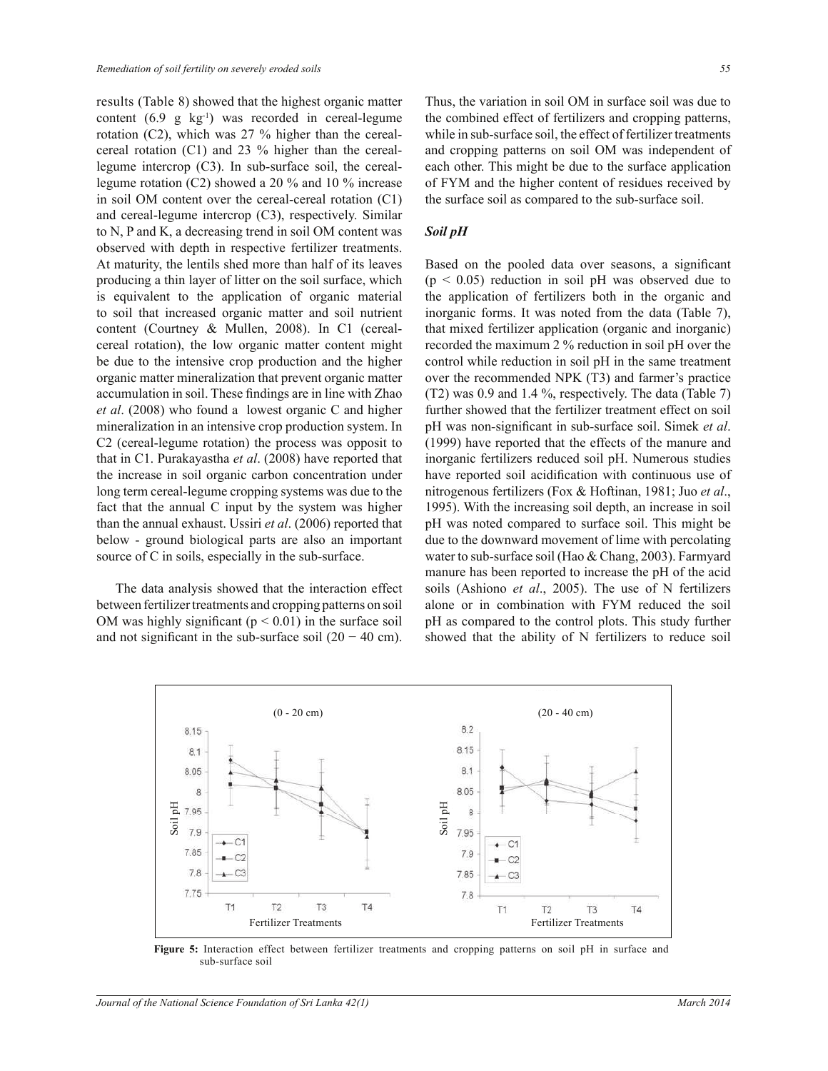results (Table 8) showed that the highest organic matter content (6.9 g $kg^{-1}$) was recorded in cereal-legume rotation (C2), which was 27 % higher than the cereal-cereal rotation (C1) and 23 % higher than the cereal-legume intercrop (C3). In sub-surface soil, the cereal-legume rotation (C2) showed a 20 % and 10 % increase in soil OM content over the cereal-cereal rotation (C1) and cereal-legume intercrop (C3), respectively. Similar to N, P and K, a decreasing trend in soil OM content was observed with depth in respective fertilizer treatments. At maturity, the lentils shed more than half of its leaves producing a thin layer of litter on the soil surface, which is equivalent to the application of organic material to soil that increased organic matter and soil nutrient content (Courtney & Mullen, 2008). In C1 (cereal-cereal rotation), the low organic matter content might be due to the intensive crop production and the higher organic matter mineralization that prevent organic matter accumulation in soil. These findings are in line with Zhao *et al*. (2008) who found a lowest organic C and higher mineralization in an intensive crop production system. In C2 (cereal-legume rotation) the process was opposit to that in C1. Purakayastha *et al*. (2008) have reported that the increase in soil organic carbon concentration under long term cereal-legume cropping systems was due to the fact that the annual C input by the system was higher than the annual exhaust. Ussiri *et al*. (2006) reported that below - ground biological parts are also an important source of C in soils, especially in the sub-surface.

The data analysis showed that the interaction effect between fertilizer treatments and cropping patterns on soil OM was highly significant ($p < 0.01$) in the surface soil and not significant in the sub-surface soil (20 − 40 cm). Thus, the variation in soil OM in surface soil was due to the combined effect of fertilizers and cropping patterns, while in sub-surface soil, the effect of fertilizer treatments and cropping patterns on soil OM was independent of each other. This might be due to the surface application of FYM and the higher content of residues received by the surface soil as compared to the sub-surface soil.

### *Soil pH*

Based on the pooled data over seasons, a significant ($p < 0.05$) reduction in soil pH was observed due to the application of fertilizers both in the organic and inorganic forms. It was noted from the data (Table 7), that mixed fertilizer application (organic and inorganic) recorded the maximum 2 % reduction in soil pH over the control while reduction in soil pH in the same treatment over the recommended NPK (T3) and farmer's practice (T2) was 0.9 and 1.4 %, respectively. The data (Table 7) further showed that the fertilizer treatment effect on soil pH was non-significant in sub-surface soil. Simek *et al*. (1999) have reported that the effects of the manure and inorganic fertilizers reduced soil pH. Numerous studies have reported soil acidification with continuous use of nitrogenous fertilizers (Fox & Hoftinan, 1981; Juo *et al*., 1995). With the increasing soil depth, an increase in soil pH was noted compared to surface soil. This might be due to the downward movement of lime with percolating water to sub-surface soil (Hao & Chang, 2003). Farmyard manure has been reported to increase the pH of the acid soils (Ashiono *et al*., 2005). The use of N fertilizers alone or in combination with FYM reduced the soil pH as compared to the control plots. This study further showed that the ability of N fertilizers to reduce soil

**Figure 5:** Interaction effect between fertilizer treatments and cropping patterns on soil pH in surface and sub-surface soil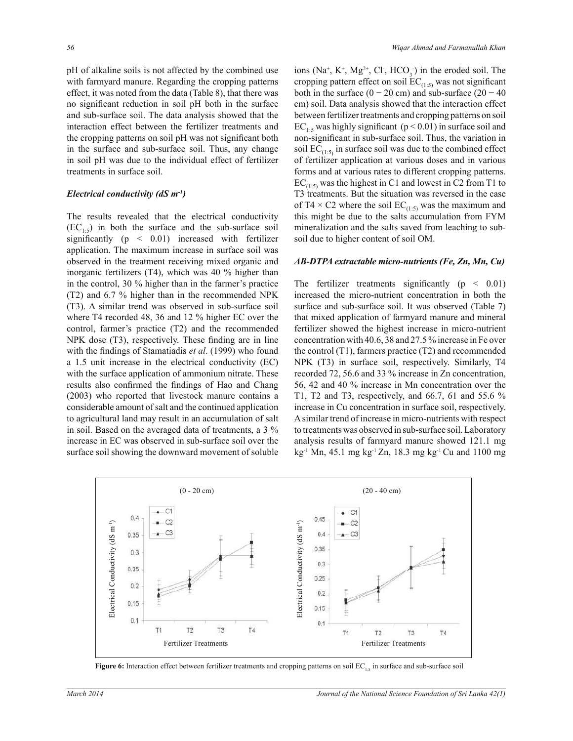pH of alkaline soils is not affected by the combined use with farmyard manure. Regarding the cropping patterns effect, it was noted from the data (Table 8), that there was no significant reduction in soil pH both in the surface and sub-surface soil. The data analysis showed that the interaction effect between the fertilizer treatments and the cropping patterns on soil pH was not significant both in the surface and sub-surface soil. Thus, any change in soil pH was due to the individual effect of fertilizer treatments in surface soil.

### *Electrical conductivity (dS $m^{-1}$)*

The results revealed that the electrical conductivity ($EC_{1:5}$) in both the surface and the sub-surface soil significantly ($p < 0.01$) increased with fertilizer application. The maximum increase in surface soil was observed in the treatment receiving mixed organic and inorganic fertilizers (T4), which was 40 % higher than in the control, 30 % higher than in the farmer's practice (T2) and 6.7 % higher than in the recommended NPK (T3). A similar trend was observed in sub-surface soil where T4 recorded 48, 36 and 12 % higher EC over the control, farmer's practice (T2) and the recommended NPK dose (T3), respectively. These finding are in line with the findings of Stamatiadis *et al*. (1999) who found a 1.5 unit increase in the electrical conductivity (EC) with the surface application of ammonium nitrate. These results also confirmed the findings of Hao and Chang (2003) who reported that livestock manure contains a considerable amount of salt and the continued application to agricultural land may result in an accumulation of salt in soil. Based on the averaged data of treatments, a 3 % increase in EC was observed in sub-surface soil over the surface soil showing the downward movement of soluble ions ($Na^+$, $K^+$, $Mg^{2+}$, $Cl^-$, $HCO_3^-$) in the eroded soil. The cropping pattern effect on soil $EC_{(1:5)}$ was not significant both in the surface (0 − 20 cm) and sub-surface (20 − 40 cm) soil. Data analysis showed that the interaction effect between fertilizer treatments and cropping patterns on soil $EC_{1:5}$ was highly significant ($p < 0.01$) in surface soil and non-significant in sub-surface soil. Thus, the variation in soil $EC_{(1:5)}$ in surface soil was due to the combined effect of fertilizer application at various doses and in various forms and at various rates to different cropping patterns. $EC_{(1:5)}$ was the highest in C1 and lowest in C2 from T1 to T3 treatments. But the situation was reversed in the case of T4 × C2 where the soil $EC_{(1:5)}$ was the maximum and this might be due to the salts accumulation from FYM mineralization and the salts saved from leaching to sub-soil due to higher content of soil OM.

### *AB-DTPA extractable micro-nutrients (Fe, Zn, Mn, Cu)*

The fertilizer treatments significantly ($p < 0.01$) increased the micro-nutrient concentration in both the surface and sub-surface soil. It was observed (Table 7) that mixed application of farmyard manure and mineral fertilizer showed the highest increase in micro-nutrient concentration with 40.6, 38 and 27.5 % increase in Fe over the control (T1), farmers practice (T2) and recommended NPK (T3) in surface soil, respectively. Similarly, T4 recorded 72, 56.6 and 33 % increase in Zn concentration, 56, 42 and 40 % increase in Mn concentration over the T1, T2 and T3, respectively, and 66.7, 61 and 55.6 % increase in Cu concentration in surface soil, respectively. A similar trend of increase in micro-nutrients with respect to treatments was observed in sub-surface soil. Laboratory analysis results of farmyard manure showed 121.1 mg $kg^{-1}$ Mn, 45.1 mg $kg^{-1}$ Zn, 18.3 mg $kg^{-1}$ Cu and 1100 mg

**Figure 6:** Interaction effect between fertilizer treatments and cropping patterns on soil $EC_{1:5}$ in surface and sub-surface soil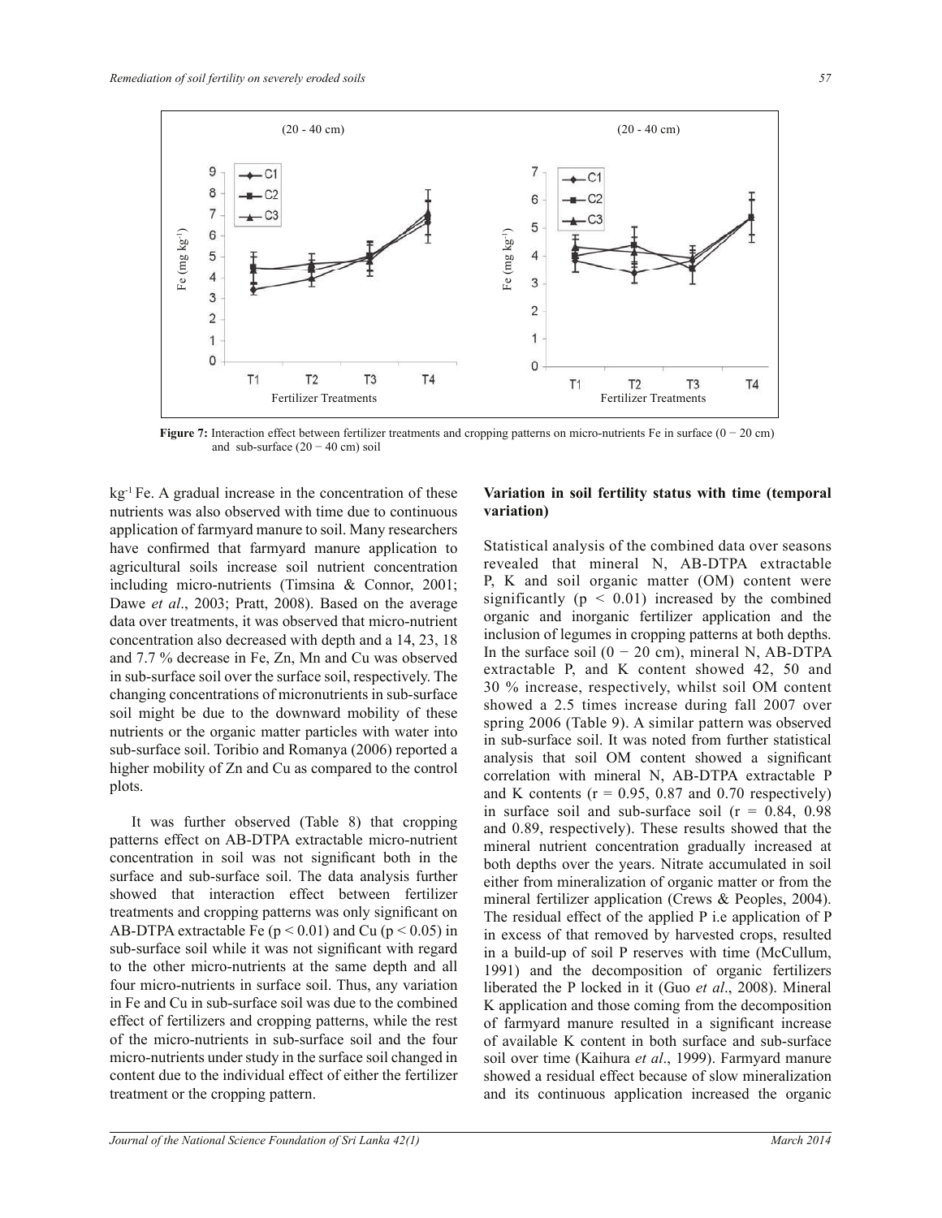**Figure 7:** Interaction effect between fertilizer treatments and cropping patterns on micro-nutrients Fe in surface (0 − 20 cm) and sub-surface (20 − 40 cm) soil

kg$^{-1}$ Fe. A gradual increase in the concentration of these nutrients was also observed with time due to continuous application of farmyard manure to soil. Many researchers have confirmed that farmyard manure application to agricultural soils increase soil nutrient concentration including micro-nutrients (Timsina & Connor, 2001; Dawe *et al*., 2003; Pratt, 2008). Based on the average data over treatments, it was observed that micro-nutrient concentration also decreased with depth and a 14, 23, 18 and 7.7 % decrease in Fe, Zn, Mn and Cu was observed in sub-surface soil over the surface soil, respectively. The changing concentrations of micronutrients in sub-surface soil might be due to the downward mobility of these nutrients or the organic matter particles with water into sub-surface soil. Toribio and Romanya (2006) reported a higher mobility of Zn and Cu as compared to the control plots.

It was further observed (Table 8) that cropping patterns effect on AB-DTPA extractable micro-nutrient concentration in soil was not significant both in the surface and sub-surface soil. The data analysis further showed that interaction effect between fertilizer treatments and cropping patterns was only significant on AB-DTPA extractable Fe ($p < 0.01$) and Cu ($p < 0.05$) in sub-surface soil while it was not significant with regard to the other micro-nutrients at the same depth and all four micro-nutrients in surface soil. Thus, any variation in Fe and Cu in sub-surface soil was due to the combined effect of fertilizers and cropping patterns, while the rest of the micro-nutrients in sub-surface soil and the four micro-nutrients under study in the surface soil changed in content due to the individual effect of either the fertilizer treatment or the cropping pattern.

**Variation in soil fertility status with time (temporal variation)**

Statistical analysis of the combined data over seasons revealed that mineral N, AB-DTPA extractable P, K and soil organic matter (OM) content were significantly ($p < 0.01$) increased by the combined organic and inorganic fertilizer application and the inclusion of legumes in cropping patterns at both depths. In the surface soil (0 − 20 cm), mineral N, AB-DTPA extractable P, and K content showed 42, 50 and 30 % increase, respectively, whilst soil OM content showed a 2.5 times increase during fall 2007 over spring 2006 (Table 9). A similar pattern was observed in sub-surface soil. It was noted from further statistical analysis that soil OM content showed a significant correlation with mineral N, AB-DTPA extractable P and K contents ($r = 0.95$, 0.87 and 0.70 respectively) in surface soil and sub-surface soil ($r = 0.84$, 0.98 and 0.89, respectively). These results showed that the mineral nutrient concentration gradually increased at both depths over the years. Nitrate accumulated in soil either from mineralization of organic matter or from the mineral fertilizer application (Crews & Peoples, 2004). The residual effect of the applied P i.e application of P in excess of that removed by harvested crops, resulted in a build-up of soil P reserves with time (McCullum, 1991) and the decomposition of organic fertilizers liberated the P locked in it (Guo *et al*., 2008). Mineral K application and those coming from the decomposition of farmyard manure resulted in a significant increase of available K content in both surface and sub-surface soil over time (Kaihura *et al*., 1999). Farmyard manure showed a residual effect because of slow mineralization and its continuous application increased the organic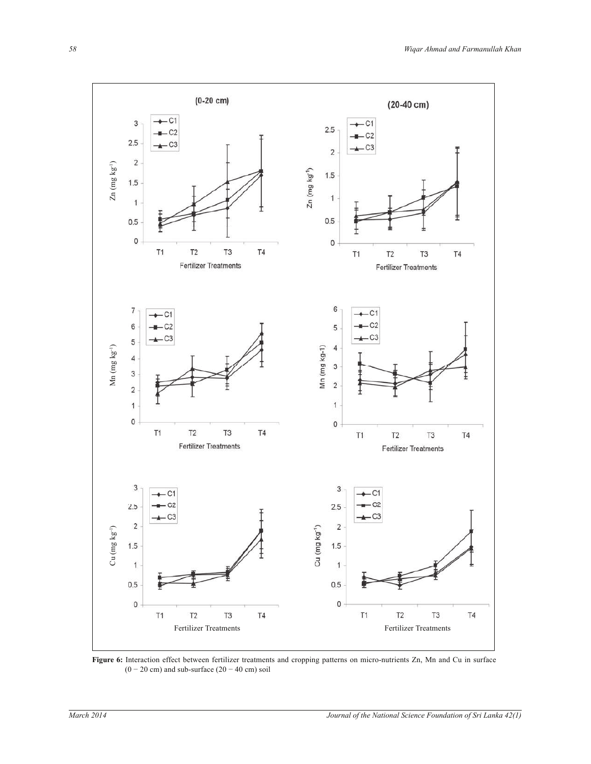**Figure 6:** Interaction effect between fertilizer treatments and cropping patterns on micro-nutrients Zn, Mn and Cu in surface (0 − 20 cm) and sub-surface (20 − 40 cm) soil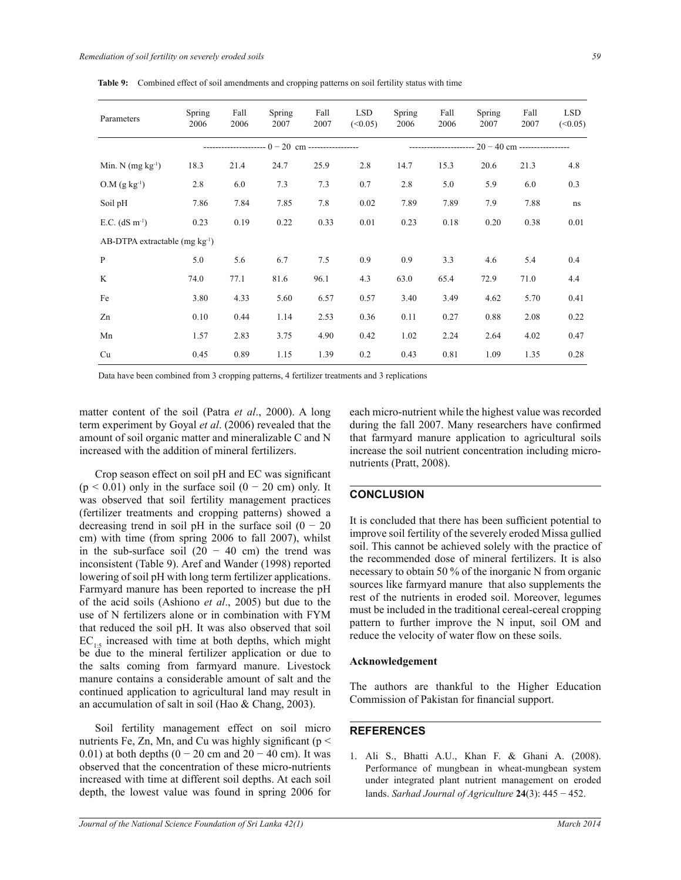**Table 9:** Combined effect of soil amendments and cropping patterns on soil fertility status with time

| Parameters | Spring 2006 | Fall 2006 | Spring 2007 | Fall 2007 | LSD (<0.05) | Spring 2006 | Fall 2006 | Spring 2007 | Fall 2007 | LSD (<0.05) |
|---|---|---|---|---|---|---|---|---|---|---|
| | 0 − 20 cm | | | | | 20 − 40 cm | | | | |
| Min. N (mg $kg^{-1}$) | 18.3 | 21.4 | 24.7 | 25.9 | 2.8 | 14.7 | 15.3 | 20.6 | 21.3 | 4.8 |
| O.M (g $kg^{-1}$) | 2.8 | 6.0 | 7.3 | 7.3 | 0.7 | 2.8 | 5.0 | 5.9 | 6.0 | 0.3 |
| Soil pH | 7.86 | 7.84 | 7.85 | 7.8 | 0.02 | 7.89 | 7.89 | 7.9 | 7.88 | ns |
| E.C. (dS $m^{-1}$) | 0.23 | 0.19 | 0.22 | 0.33 | 0.01 | 0.23 | 0.18 | 0.20 | 0.38 | 0.01 |
| AB-DTPA extractable (mg $kg^{-1}$) | | | | | | | | | | |
| P | 5.0 | 5.6 | 6.7 | 7.5 | 0.9 | 0.9 | 3.3 | 4.6 | 5.4 | 0.4 |
| K | 74.0 | 77.1 | 81.6 | 96.1 | 4.3 | 63.0 | 65.4 | 72.9 | 71.0 | 4.4 |
| Fe | 3.80 | 4.33 | 5.60 | 6.57 | 0.57 | 3.40 | 3.49 | 4.62 | 5.70 | 0.41 |
| Zn | 0.10 | 0.44 | 1.14 | 2.53 | 0.36 | 0.11 | 0.27 | 0.88 | 2.08 | 0.22 |
| Mn | 1.57 | 2.83 | 3.75 | 4.90 | 0.42 | 1.02 | 2.24 | 2.64 | 4.02 | 0.47 |
| Cu | 0.45 | 0.89 | 1.15 | 1.39 | 0.2 | 0.43 | 0.81 | 1.09 | 1.35 | 0.28 |

Data have been combined from 3 cropping patterns, 4 fertilizer treatments and 3 replications

matter content of the soil (Patra *et al*., 2000). A long term experiment by Goyal *et al*. (2006) revealed that the amount of soil organic matter and mineralizable C and N increased with the addition of mineral fertilizers.

Crop season effect on soil pH and EC was significant ($p < 0.01$) only in the surface soil (0 − 20 cm) only. It was observed that soil fertility management practices (fertilizer treatments and cropping patterns) showed a decreasing trend in soil pH in the surface soil (0 − 20 cm) with time (from spring 2006 to fall 2007), whilst in the sub-surface soil (20 − 40 cm) the trend was inconsistent (Table 9). Aref and Wander (1998) reported lowering of soil pH with long term fertilizer applications. Farmyard manure has been reported to increase the pH of the acid soils (Ashiono *et al*., 2005) but due to the use of N fertilizers alone or in combination with FYM that reduced the soil pH. It was also observed that soil $EC_{1:5}$ increased with time at both depths, which might be due to the mineral fertilizer application or due to the salts coming from farmyard manure. Livestock manure contains a considerable amount of salt and the continued application to agricultural land may result in an accumulation of salt in soil (Hao & Chang, 2003).

Soil fertility management effect on soil micro nutrients Fe, Zn, Mn, and Cu was highly significant ($p < 0.01$) at both depths (0 − 20 cm and 20 − 40 cm). It was observed that the concentration of these micro-nutrients increased with time at different soil depths. At each soil depth, the lowest value was found in spring 2006 for each micro-nutrient while the highest value was recorded during the fall 2007. Many researchers have confirmed that farmyard manure application to agricultural soils increase the soil nutrient concentration including micro-nutrients (Pratt, 2008).

## CONCLUSION

It is concluded that there has been sufficient potential to improve soil fertility of the severely eroded Missa gullied soil. This cannot be achieved solely with the practice of the recommended dose of mineral fertilizers. It is also necessary to obtain 50 % of the inorganic N from organic sources like farmyard manure that also supplements the rest of the nutrients in eroded soil. Moreover, legumes must be included in the traditional cereal-cereal cropping pattern to further improve the N input, soil OM and reduce the velocity of water flow on these soils.

### Acknowledgement

The authors are thankful to the Higher Education Commission of Pakistan for financial support.

## REFERENCES

1. Ali S., Bhatti A.U., Khan F. & Ghani A. (2008). Performance of mungbean in wheat-mungbean system under integrated plant nutrient management on eroded lands. *Sarhad Journal of Agriculture* **24**(3): 445 − 452.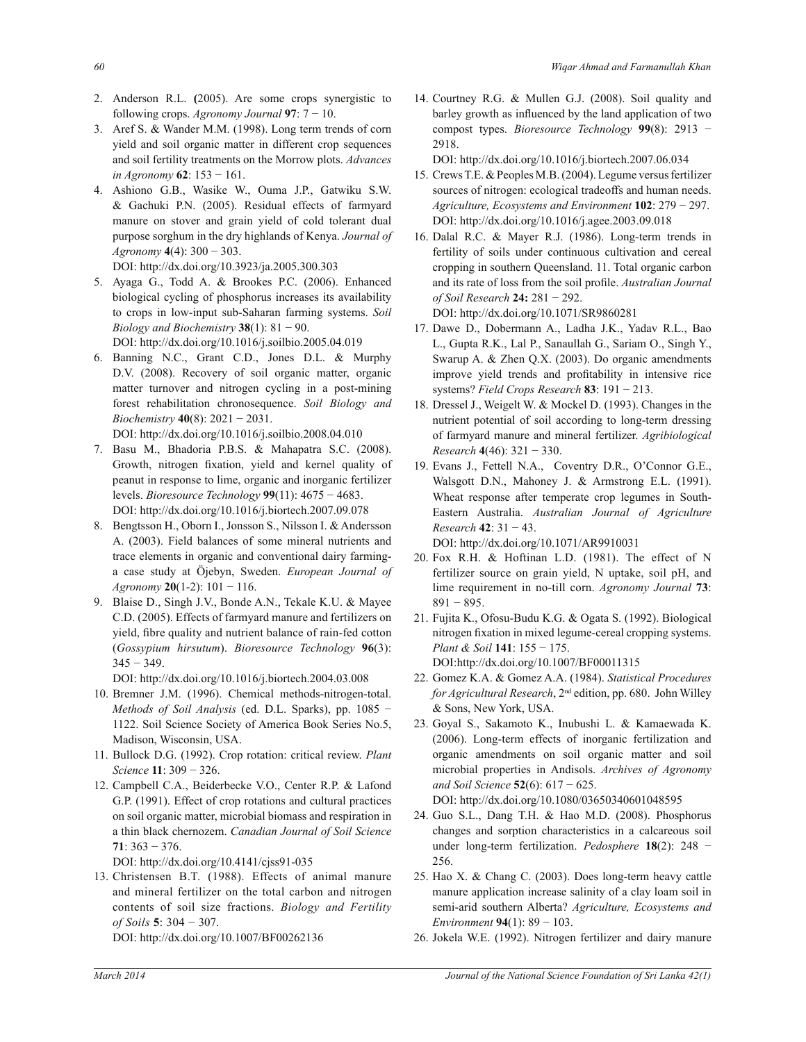2. Anderson R.L. **(**2005). Are some crops synergistic to following crops. *Agronomy Journal* **97**: 7 − 10.
3. Aref S. & Wander M.M. (1998). Long term trends of corn yield and soil organic matter in different crop sequences and soil fertility treatments on the Morrow plots. *Advances in Agronomy* **62**: 153 − 161.
4. Ashiono G.B., Wasike W., Ouma J.P., Gatwiku S.W. & Gachuki P.N. (2005). Residual effects of farmyard manure on stover and grain yield of cold tolerant dual purpose sorghum in the dry highlands of Kenya. *Journal of Agronomy* **4**(4): 300 − 303.
   DOI: http://dx.doi.org/10.3923/ja.2005.300.303
5. Ayaga G., Todd A. & Brookes P.C. (2006). Enhanced biological cycling of phosphorus increases its availability to crops in low-input sub-Saharan farming systems. *Soil Biology and Biochemistry* **38**(1): 81 − 90.
   DOI: http://dx.doi.org/10.1016/j.soilbio.2005.04.019
6. Banning N.C., Grant C.D., Jones D.L. & Murphy D.V. (2008). Recovery of soil organic matter, organic matter turnover and nitrogen cycling in a post-mining forest rehabilitation chronosequence. *Soil Biology and Biochemistry* **40**(8): 2021 − 2031.
   DOI: http://dx.doi.org/10.1016/j.soilbio.2008.04.010
7. Basu M., Bhadoria P.B.S. & Mahapatra S.C. (2008). Growth, nitrogen fixation, yield and kernel quality of peanut in response to lime, organic and inorganic fertilizer levels. *Bioresource Technology* **99**(11): 4675 − 4683.
   DOI: http://dx.doi.org/10.1016/j.biortech.2007.09.078
8. Bengtsson H., Oborn I., Jonsson S., Nilsson I. & Andersson A. (2003). Field balances of some mineral nutrients and trace elements in organic and conventional dairy farming-a case study at Öjebyn, Sweden. *European Journal of Agronomy* **20**(1-2): 101 − 116.
9. Blaise D., Singh J.V., Bonde A.N., Tekale K.U. & Mayee C.D. (2005). Effects of farmyard manure and fertilizers on yield, fibre quality and nutrient balance of rain-fed cotton (*Gossypium hirsutum*). *Bioresource Technology* **96**(3): 345 − 349.
   DOI: http://dx.doi.org/10.1016/j.biortech.2004.03.008
10. Bremner J.M. (1996). Chemical methods-nitrogen-total. *Methods of Soil Analysis* (ed. D.L. Sparks), pp. 1085 − 1122. Soil Science Society of America Book Series No.5, Madison, Wisconsin, USA.
11. Bullock D.G. (1992). Crop rotation: critical review. *Plant Science* **11**: 309 − 326.
12. Campbell C.A., Beiderbecke V.O., Center R.P. & Lafond G.P. (1991). Effect of crop rotations and cultural practices on soil organic matter, microbial biomass and respiration in a thin black chernozem. *Canadian Journal of Soil Science* **71**: 363 − 376.
    DOI: http://dx.doi.org/10.4141/cjss91-035
13. Christensen B.T. (1988). Effects of animal manure and mineral fertilizer on the total carbon and nitrogen contents of soil size fractions. *Biology and Fertility of Soils* **5**: 304 − 307.
    DOI: http://dx.doi.org/10.1007/BF00262136
14. Courtney R.G. & Mullen G.J. (2008). Soil quality and barley growth as influenced by the land application of two compost types. *Bioresource Technology* **99**(8): 2913 − 2918.
    DOI: http://dx.doi.org/10.1016/j.biortech.2007.06.034
15. Crews T.E. & Peoples M.B. (2004). Legume versus fertilizer sources of nitrogen: ecological tradeoffs and human needs. *Agriculture, Ecosystems and Environment* **102**: 279 − 297.
    DOI: http://dx.doi.org/10.1016/j.agee.2003.09.018
16. Dalal R.C. & Mayer R.J. (1986). Long-term trends in fertility of soils under continuous cultivation and cereal cropping in southern Queensland. 11. Total organic carbon and its rate of loss from the soil profile. *Australian Journal of Soil Research* **24:** 281 − 292.
    DOI: http://dx.doi.org/10.1071/SR9860281
17. Dawe D., Dobermann A., Ladha J.K., Yadav R.L., Bao L., Gupta R.K., Lal P., Sanaullah G., Sariam O., Singh Y., Swarup A. & Zhen Q.X. (2003). Do organic amendments improve yield trends and profitability in intensive rice systems? *Field Crops Research* **83**: 191 − 213.
18. Dressel J., Weigelt W. & Mockel D. (1993). Changes in the nutrient potential of soil according to long-term dressing of farmyard manure and mineral fertilizer. *Agribiological Research* **4**(46): 321 − 330.
19. Evans J., Fettell N.A., Coventry D.R., O'Connor G.E., Walsgott D.N., Mahoney J. & Armstrong E.L. (1991). Wheat response after temperate crop legumes in South-Eastern Australia. *Australian Journal of Agriculture Research* **42**: 31 − 43.
    DOI: http://dx.doi.org/10.1071/AR9910031
20. Fox R.H. & Hoftinan L.D. (1981). The effect of N fertilizer source on grain yield, N uptake, soil pH, and lime requirement in no-till corn. *Agronomy Journal* **73**: 891 − 895.
21. Fujita K., Ofosu-Budu K.G. & Ogata S. (1992). Biological nitrogen fixation in mixed legume-cereal cropping systems. *Plant & Soil* **141**: 155 − 175.
    DOI:http://dx.doi.org/10.1007/BF00011315
22. Gomez K.A. & Gomez A.A. (1984). *Statistical Procedures for Agricultural Research*, 2nd edition, pp. 680. John Willey & Sons, New York, USA.
23. Goyal S., Sakamoto K., Inubushi L. & Kamaewada K. (2006). Long-term effects of inorganic fertilization and organic amendments on soil organic matter and soil microbial properties in Andisols. *Archives of Agronomy and Soil Science* **52**(6): 617 − 625.
    DOI: http://dx.doi.org/10.1080/03650340601048595
24. Guo S.L., Dang T.H. & Hao M.D. (2008). Phosphorus changes and sorption characteristics in a calcareous soil under long-term fertilization. *Pedosphere* **18**(2): 248 − 256.
25. Hao X. & Chang C. (2003). Does long-term heavy cattle manure application increase salinity of a clay loam soil in semi-arid southern Alberta? *Agriculture, Ecosystems and Environment* **94**(1): 89 − 103.
26. Jokela W.E. (1992). Nitrogen fertilizer and dairy manure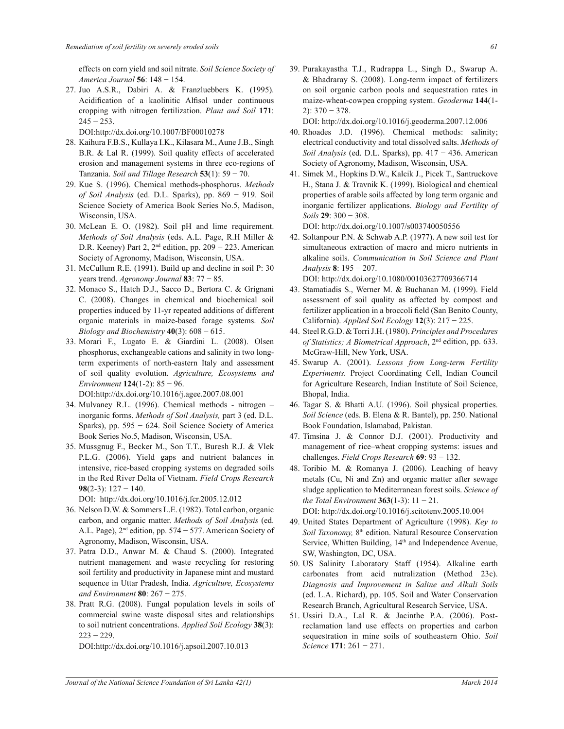effects on corn yield and soil nitrate. *Soil Science Society of America Journal* **56**: 148 − 154.

27. Juo A.S.R., Dabiri A. & Franzluebbers K. (1995). Acidification of a kaolinitic Alfisol under continuous cropping with nitrogen fertilization. *Plant and Soil* **171**: 245 − 253.
    DOI:http://dx.doi.org/10.1007/BF00010278
28. Kaihura F.B.S., Kullaya I.K., Kilasara M., Aune J.B., Singh B.R. & Lal R. (1999). Soil quality effects of accelerated erosion and management systems in three eco-regions of Tanzania. *Soil and Tillage Research* **53**(1): 59 − 70.
29. Kue S. (1996). Chemical methods-phosphorus. *Methods of Soil Analysis* (ed. D.L. Sparks), pp. 869 − 919. Soil Science Society of America Book Series No.5, Madison, Wisconsin, USA.
30. McLean E. O. (1982). Soil pH and lime requirement. *Methods of Soil Analysis* (eds. A.L. Page, R.H Miller & D.R. Keeney) Part 2, 2nd edition, pp. 209 − 223. American Society of Agronomy, Madison, Wisconsin, USA.
31. McCullum R.E. (1991). Build up and decline in soil P: 30 years trend. *Agronomy Journal* **83**: 77 − 85.
32. Monaco S., Hatch D.J., Sacco D., Bertora C. & Grignani C. (2008). Changes in chemical and biochemical soil properties induced by 11-yr repeated additions of different organic materials in maize-based forage systems. *Soil Biology and Biochemistry* **40**(3): 608 − 615.
33. Morari F., Lugato E. & Giardini L. (2008). Olsen phosphorus, exchangeable cations and salinity in two long-term experiments of north-eastern Italy and assessment of soil quality evolution. *Agriculture, Ecosystems and Environment* **124**(1-2): 85 − 96.
    DOI:http://dx.doi.org/10.1016/j.agee.2007.08.001
34. Mulvaney R.L. (1996). Chemical methods - nitrogen – inorganic forms. *Methods of Soil Analysis,* part 3 (ed. D.L. Sparks), pp. 595 − 624. Soil Science Society of America Book Series No.5, Madison, Wisconsin, USA.
35. Mussgnug F., Becker M., Son T.T., Buresh R.J. & Vlek P.L.G. (2006). Yield gaps and nutrient balances in intensive, rice-based cropping systems on degraded soils in the Red River Delta of Vietnam. *Field Crops Research* **98**(2-3): 127 − 140.
    DOI: http://dx.doi.org/10.1016/j.fcr.2005.12.012
36. Nelson D.W. & Sommers L.E. (1982). Total carbon, organic carbon, and organic matter. *Methods of Soil Analysis* (ed. A.L. Page), 2nd edition, pp. 574 − 577. American Society of Agronomy, Madison, Wisconsin, USA.
37. Patra D.D., Anwar M. & Chaud S. (2000). Integrated nutrient management and waste recycling for restoring soil fertility and productivity in Japanese mint and mustard sequence in Uttar Pradesh, India. *Agriculture, Ecosystems and Environment* **80**: 267 − 275.
38. Pratt R.G. (2008). Fungal population levels in soils of commercial swine waste disposal sites and relationships to soil nutrient concentrations. *Applied Soil Ecology* **38**(3): 223 − 229.
    DOI:http://dx.doi.org/10.1016/j.apsoil.2007.10.013
39. Purakayastha T.J., Rudrappa L., Singh D., Swarup A. & Bhadraray S. (2008). Long-term impact of fertilizers on soil organic carbon pools and sequestration rates in maize-wheat-cowpea cropping system. *Geoderma* **144**(1-2): 370 − 378.
    DOI: http://dx.doi.org/10.1016/j.geoderma.2007.12.006
40. Rhoades J.D. (1996). Chemical methods: salinity; electrical conductivity and total dissolved salts. *Methods of Soil Analysis* (ed. D.L. Sparks), pp. 417 − 436. American Society of Agronomy, Madison, Wisconsin, USA.
41. Simek M., Hopkins D.W., Kalcik J., Picek T., Santruckove H., Stana J. & Travnik K. (1999). Biological and chemical properties of arable soils affected by long term organic and inorganic fertilizer applications. *Biology and Fertility of Soils* **29**: 300 − 308.
    DOI: http://dx.doi.org/10.1007/s003740050556
42. Soltanpour P.N. & Schwab A.P. (1977). A new soil test for simultaneous extraction of macro and micro nutrients in alkaline soils. *Communication in Soil Science and Plant Analysis* **8**: 195 − 207.
    DOI: http://dx.doi.org/10.1080/00103627709366714
43. Stamatiadis S., Werner M. & Buchanan M. (1999). Field assessment of soil quality as affected by compost and fertilizer application in a broccoli field (San Benito County, California). *Applied Soil Ecology* **12**(3): 217 − 225.
44. Steel R.G.D. & Torri J.H. (1980). *Principles and Procedures of Statistics; A Biometrical Approach*, 2nd edition, pp. 633. McGraw-Hill, New York, USA.
45. Swarup A. (2001). *Lessons from Long-term Fertility Experiments.* Project Coordinating Cell, Indian Council for Agriculture Research, Indian Institute of Soil Science, Bhopal, India.
46. Tagar S. & Bhatti A.U. (1996). Soil physical properties. *Soil Science* (eds. B. Elena & R. Bantel), pp. 250. National Book Foundation, Islamabad, Pakistan.
47. Timsina J. & Connor D.J. (2001). Productivity and management of rice–wheat cropping systems: issues and challenges. *Field Crops Research* **69**: 93 − 132.
48. Toribio M. & Romanya J. (2006). Leaching of heavy metals (Cu, Ni and Zn) and organic matter after sewage sludge application to Mediterranean forest soils. *Science of the Total Environment* **363**(1-3): 11 − 21.
    DOI: http://dx.doi.org/10.1016/j.scitotenv.2005.10.004
49. United States Department of Agriculture (1998). *Key to Soil Taxonomy,* 8th edition. Natural Resource Conservation Service, Whitten Building, 14th and Independence Avenue, SW, Washington, DC, USA.
50. US Salinity Laboratory Staff (1954). Alkaline earth carbonates from acid nutralization (Method 23c). *Diagnosis and Improvement in Saline and Alkali Soils* (ed. L.A. Richard), pp. 105. Soil and Water Conservation Research Branch, Agricultural Research Service, USA.
51. Ussiri D.A., Lal R. & Jacinthe P.A. (2006). Post-reclamation land use effects on properties and carbon sequestration in mine soils of southeastern Ohio. *Soil Science* **171**: 261 − 271.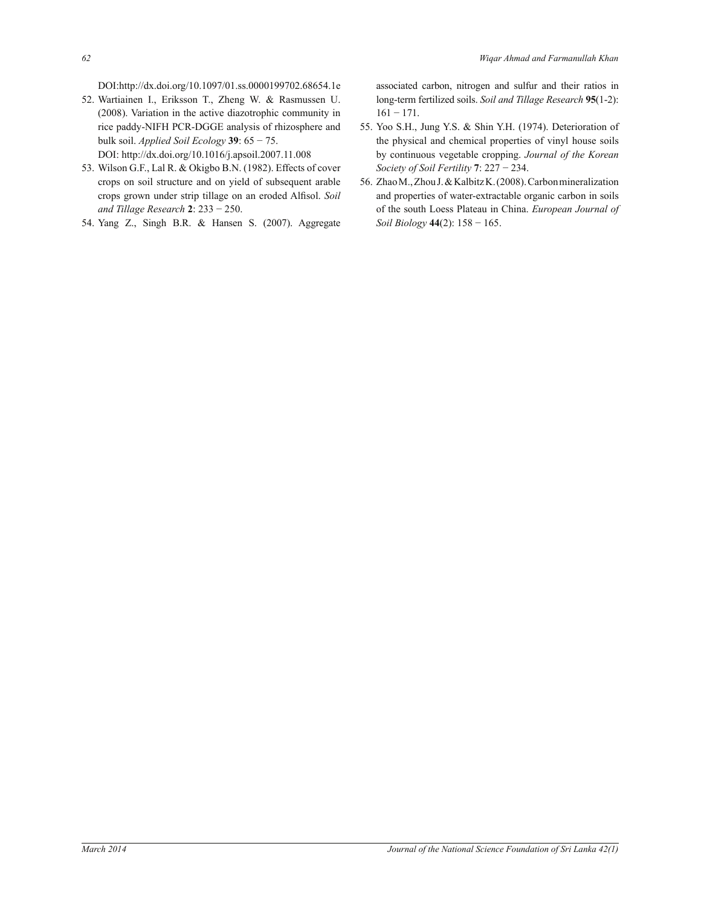DOI:http://dx.doi.org/10.1097/01.ss.0000199702.68654.1e

52. Wartiainen I., Eriksson T., Zheng W. & Rasmussen U. (2008). Variation in the active diazotrophic community in rice paddy-NIFH PCR-DGGE analysis of rhizosphere and bulk soil. *Applied Soil Ecology* **39**: 65 − 75.
DOI: http://dx.doi.org/10.1016/j.apsoil.2007.11.008
53. Wilson G.F., Lal R. & Okigbo B.N. (1982). Effects of cover crops on soil structure and on yield of subsequent arable crops grown under strip tillage on an eroded Alfisol. *Soil and Tillage Research* **2**: 233 − 250.
54. Yang Z., Singh B.R. & Hansen S. (2007). Aggregate associated carbon, nitrogen and sulfur and their ratios in long-term fertilized soils. *Soil and Tillage Research* **95**(1-2): 161 − 171.
55. Yoo S.H., Jung Y.S. & Shin Y.H. (1974). Deterioration of the physical and chemical properties of vinyl house soils by continuous vegetable cropping. *Journal of the Korean Society of Soil Fertility* **7**: 227 − 234.
56. Zhao M., Zhou J. & Kalbitz K. (2008). Carbon mineralization and properties of water-extractable organic carbon in soils of the south Loess Plateau in China. *European Journal of Soil Biology* **44**(2): 158 − 165.